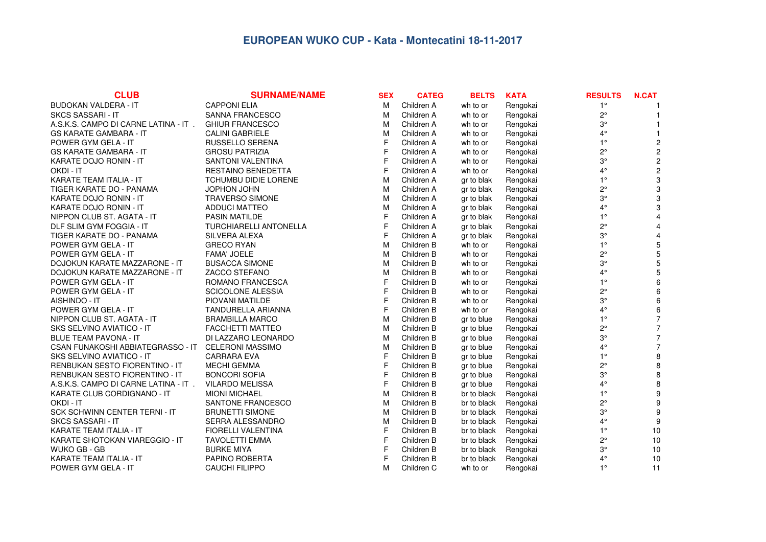# EUROPEAN WUKO CUP - Kata - Montecatini 18-11-2017

| CLUB | SURNAME/NAME | SEX | CATEG | BELTS | KATA | RESULTS | N.CAT |
|---|---|---|---|---|---|---|---|
| BUDOKAN VALDERA - IT | CAPPONI ELIA | M | Children A | wh to or | Rengokai | 1° | 1 |
| SKCS SASSARI - IT | SANNA FRANCESCO | M | Children A | wh to or | Rengokai | 2° | 1 |
| A.S.K.S. CAMPO DI CARNE LATINA - IT . | GHIUR FRANCESCO | M | Children A | wh to or | Rengokai | 3° | 1 |
| GS KARATE GAMBARA - IT | CALINI GABRIELE | M | Children A | wh to or | Rengokai | 4° | 1 |
| POWER GYM GELA - IT | RUSSELLO SERENA | F | Children A | wh to or | Rengokai | 1° | 2 |
| GS KARATE GAMBARA - IT | GROSU PATRIZIA | F | Children A | wh to or | Rengokai | 2° | 2 |
| KARATE DOJO RONIN - IT | SANTONI VALENTINA | F | Children A | wh to or | Rengokai | 3° | 2 |
| OKDI - IT | RESTAINO BENEDETTA | F | Children A | wh to or | Rengokai | 4° | 2 |
| KARATE TEAM ITALIA - IT | TCHUMBU DIDIE LORENE | M | Children A | gr to blak | Rengokai | 1° | 3 |
| TIGER KARATE DO - PANAMA | JOPHON JOHN | M | Children A | gr to blak | Rengokai | 2° | 3 |
| KARATE DOJO RONIN - IT | TRAVERSO SIMONE | M | Children A | gr to blak | Rengokai | 3° | 3 |
| KARATE DOJO RONIN - IT | ADDUCI MATTEO | M | Children A | gr to blak | Rengokai | 4° | 3 |
| NIPPON CLUB ST. AGATA - IT | PASIN MATILDE | F | Children A | gr to blak | Rengokai | 1° | 4 |
| DLF SLIM GYM FOGGIA - IT | TURCHIARELLI ANTONELLA | F | Children A | gr to blak | Rengokai | 2° | 4 |
| TIGER KARATE DO - PANAMA | SILVERA ALEXA | F | Children A | gr to blak | Rengokai | 3° | 4 |
| POWER GYM GELA - IT | GRECO RYAN | M | Children B | wh to or | Rengokai | 1° | 5 |
| POWER GYM GELA - IT | FAMA' JOELE | M | Children B | wh to or | Rengokai | 2° | 5 |
| DOJOKUN KARATE MAZZARONE - IT | BUSACCA SIMONE | M | Children B | wh to or | Rengokai | 3° | 5 |
| DOJOKUN KARATE MAZZARONE - IT | ZACCO STEFANO | M | Children B | wh to or | Rengokai | 4° | 5 |
| POWER GYM GELA - IT | ROMANO FRANCESCA | F | Children B | wh to or | Rengokai | 1° | 6 |
| POWER GYM GELA - IT | SCICOLONE ALESSIA | F | Children B | wh to or | Rengokai | 2° | 6 |
| AISHINDO - IT | PIOVANI MATILDE | F | Children B | wh to or | Rengokai | 3° | 6 |
| POWER GYM GELA - IT | TANDURELLA ARIANNA | F | Children B | wh to or | Rengokai | 4° | 6 |
| NIPPON CLUB ST. AGATA - IT | BRAMBILLA MARCO | M | Children B | gr to blue | Rengokai | 1° | 7 |
| SKS SELVINO AVIATICO - IT | FACCHETTI MATTEO | M | Children B | gr to blue | Rengokai | 2° | 7 |
| BLUE TEAM PAVONA - IT | DI LAZZARO LEONARDO | M | Children B | gr to blue | Rengokai | 3° | 7 |
| CSAN FUNAKOSHI ABBIATEGRASSO - IT | CELERONI MASSIMO | M | Children B | gr to blue | Rengokai | 4° | 7 |
| SKS SELVINO AVIATICO - IT | CARRARA EVA | F | Children B | gr to blue | Rengokai | 1° | 8 |
| RENBUKAN SESTO FIORENTINO - IT | MECHI GEMMA | F | Children B | gr to blue | Rengokai | 2° | 8 |
| RENBUKAN SESTO FIORENTINO - IT | BONCORI SOFIA | F | Children B | gr to blue | Rengokai | 3° | 8 |
| A.S.K.S. CAMPO DI CARNE LATINA - IT . | VILARDO MELISSA | F | Children B | gr to blue | Rengokai | 4° | 8 |
| KARATE CLUB CORDIGNANO - IT | MIONI MICHAEL | M | Children B | br to black | Rengokai | 1° | 9 |
| OKDI - IT | SANTONE FRANCESCO | M | Children B | br to black | Rengokai | 2° | 9 |
| SCK SCHWINN CENTER TERNI - IT | BRUNETTI SIMONE | M | Children B | br to black | Rengokai | 3° | 9 |
| SKCS SASSARI - IT | SERRA ALESSANDRO | M | Children B | br to black | Rengokai | 4° | 9 |
| KARATE TEAM ITALIA - IT | FIORELLI VALENTINA | F | Children B | br to black | Rengokai | 1° | 10 |
| KARATE SHOTOKAN VIAREGGIO - IT | TAVOLETTI EMMA | F | Children B | br to black | Rengokai | 2° | 10 |
| WUKO GB - GB | BURKE MIYA | F | Children B | br to black | Rengokai | 3° | 10 |
| KARATE TEAM ITALIA - IT | PAPINO ROBERTA | F | Children B | br to black | Rengokai | 4° | 10 |
| POWER GYM GELA - IT | CAUCHI FILIPPO | M | Children C | wh to or | Rengokai | 1° | 11 |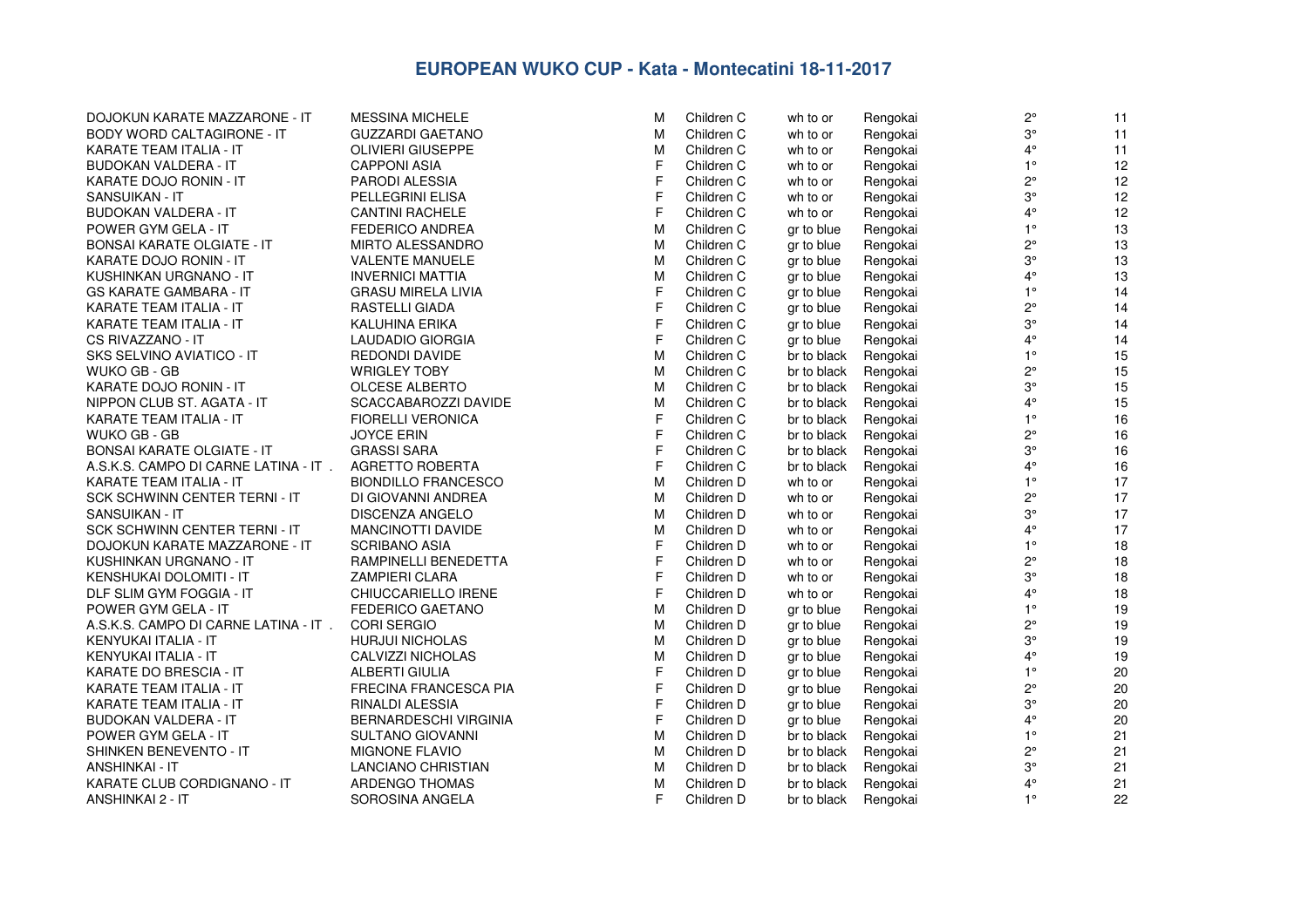# EUROPEAN WUKO CUP - Kata - Montecatini 18-11-2017

| | | | | | | | |
|---|---|---|---|---|---|---|---|
| DOJOKUN KARATE MAZZARONE - IT | MESSINA MICHELE | M | Children C | wh to or | Rengokai | 2° | 11 |
| BODY WORD CALTAGIRONE - IT | GUZZARDI GAETANO | M | Children C | wh to or | Rengokai | 3° | 11 |
| KARATE TEAM ITALIA - IT | OLIVIERI GIUSEPPE | M | Children C | wh to or | Rengokai | 4° | 11 |
| BUDOKAN VALDERA - IT | CAPPONI ASIA | F | Children C | wh to or | Rengokai | 1° | 12 |
| KARATE DOJO RONIN - IT | PARODI ALESSIA | F | Children C | wh to or | Rengokai | 2° | 12 |
| SANSUIKAN - IT | PELLEGRINI ELISA | F | Children C | wh to or | Rengokai | 3° | 12 |
| BUDOKAN VALDERA - IT | CANTINI RACHELE | F | Children C | wh to or | Rengokai | 4° | 12 |
| POWER GYM GELA - IT | FEDERICO ANDREA | M | Children C | gr to blue | Rengokai | 1° | 13 |
| BONSAI KARATE OLGIATE - IT | MIRTO ALESSANDRO | M | Children C | gr to blue | Rengokai | 2° | 13 |
| KARATE DOJO RONIN - IT | VALENTE MANUELE | M | Children C | gr to blue | Rengokai | 3° | 13 |
| KUSHINKAN URGNANO - IT | INVERNICI MATTIA | M | Children C | gr to blue | Rengokai | 4° | 13 |
| GS KARATE GAMBARA - IT | GRASU MIRELA LIVIA | F | Children C | gr to blue | Rengokai | 1° | 14 |
| KARATE TEAM ITALIA - IT | RASTELLI GIADA | F | Children C | gr to blue | Rengokai | 2° | 14 |
| KARATE TEAM ITALIA - IT | KALUHINA ERIKA | F | Children C | gr to blue | Rengokai | 3° | 14 |
| CS RIVAZZANO - IT | LAUDADIO GIORGIA | F | Children C | gr to blue | Rengokai | 4° | 14 |
| SKS SELVINO AVIATICO - IT | REDONDI DAVIDE | M | Children C | br to black | Rengokai | 1° | 15 |
| WUKO GB - GB | WRIGLEY TOBY | M | Children C | br to black | Rengokai | 2° | 15 |
| KARATE DOJO RONIN - IT | OLCESE ALBERTO | M | Children C | br to black | Rengokai | 3° | 15 |
| NIPPON CLUB ST. AGATA - IT | SCACCABAROZZI DAVIDE | M | Children C | br to black | Rengokai | 4° | 15 |
| KARATE TEAM ITALIA - IT | FIORELLI VERONICA | F | Children C | br to black | Rengokai | 1° | 16 |
| WUKO GB - GB | JOYCE ERIN | F | Children C | br to black | Rengokai | 2° | 16 |
| BONSAI KARATE OLGIATE - IT | GRASSI SARA | F | Children C | br to black | Rengokai | 3° | 16 |
| A.S.K.S. CAMPO DI CARNE LATINA - IT . | AGRETTO ROBERTA | F | Children C | br to black | Rengokai | 4° | 16 |
| KARATE TEAM ITALIA - IT | BIONDILLO FRANCESCO | M | Children D | wh to or | Rengokai | 1° | 17 |
| SCK SCHWINN CENTER TERNI - IT | DI GIOVANNI ANDREA | M | Children D | wh to or | Rengokai | 2° | 17 |
| SANSUIKAN - IT | DISCENZA ANGELO | M | Children D | wh to or | Rengokai | 3° | 17 |
| SCK SCHWINN CENTER TERNI - IT | MANCINOTTI DAVIDE | M | Children D | wh to or | Rengokai | 4° | 17 |
| DOJOKUN KARATE MAZZARONE - IT | SCRIBANO ASIA | F | Children D | wh to or | Rengokai | 1° | 18 |
| KUSHINKAN URGNANO - IT | RAMPINELLI BENEDETTA | F | Children D | wh to or | Rengokai | 2° | 18 |
| KENSHUKAI DOLOMITI - IT | ZAMPIERI CLARA | F | Children D | wh to or | Rengokai | 3° | 18 |
| DLF SLIM GYM FOGGIA - IT | CHIUCCARIELLO IRENE | F | Children D | wh to or | Rengokai | 4° | 18 |
| POWER GYM GELA - IT | FEDERICO GAETANO | M | Children D | gr to blue | Rengokai | 1° | 19 |
| A.S.K.S. CAMPO DI CARNE LATINA - IT . | CORI SERGIO | M | Children D | gr to blue | Rengokai | 2° | 19 |
| KENYUKAI ITALIA - IT | HURJUI NICHOLAS | M | Children D | gr to blue | Rengokai | 3° | 19 |
| KENYUKAI ITALIA - IT | CALVIZZI NICHOLAS | M | Children D | gr to blue | Rengokai | 4° | 19 |
| KARATE DO BRESCIA - IT | ALBERTI GIULIA | F | Children D | gr to blue | Rengokai | 1° | 20 |
| KARATE TEAM ITALIA - IT | FRECINA FRANCESCA PIA | F | Children D | gr to blue | Rengokai | 2° | 20 |
| KARATE TEAM ITALIA - IT | RINALDI ALESSIA | F | Children D | gr to blue | Rengokai | 3° | 20 |
| BUDOKAN VALDERA - IT | BERNARDESCHI VIRGINIA | F | Children D | gr to blue | Rengokai | 4° | 20 |
| POWER GYM GELA - IT | SULTANO GIOVANNI | M | Children D | br to black | Rengokai | 1° | 21 |
| SHINKEN BENEVENTO - IT | MIGNONE FLAVIO | M | Children D | br to black | Rengokai | 2° | 21 |
| ANSHINKAI - IT | LANCIANO CHRISTIAN | M | Children D | br to black | Rengokai | 3° | 21 |
| KARATE CLUB CORDIGNANO - IT | ARDENGO THOMAS | M | Children D | br to black | Rengokai | 4° | 21 |
| ANSHINKAI 2 - IT | SOROSINA ANGELA | F | Children D | br to black | Rengokai | 1° | 22 |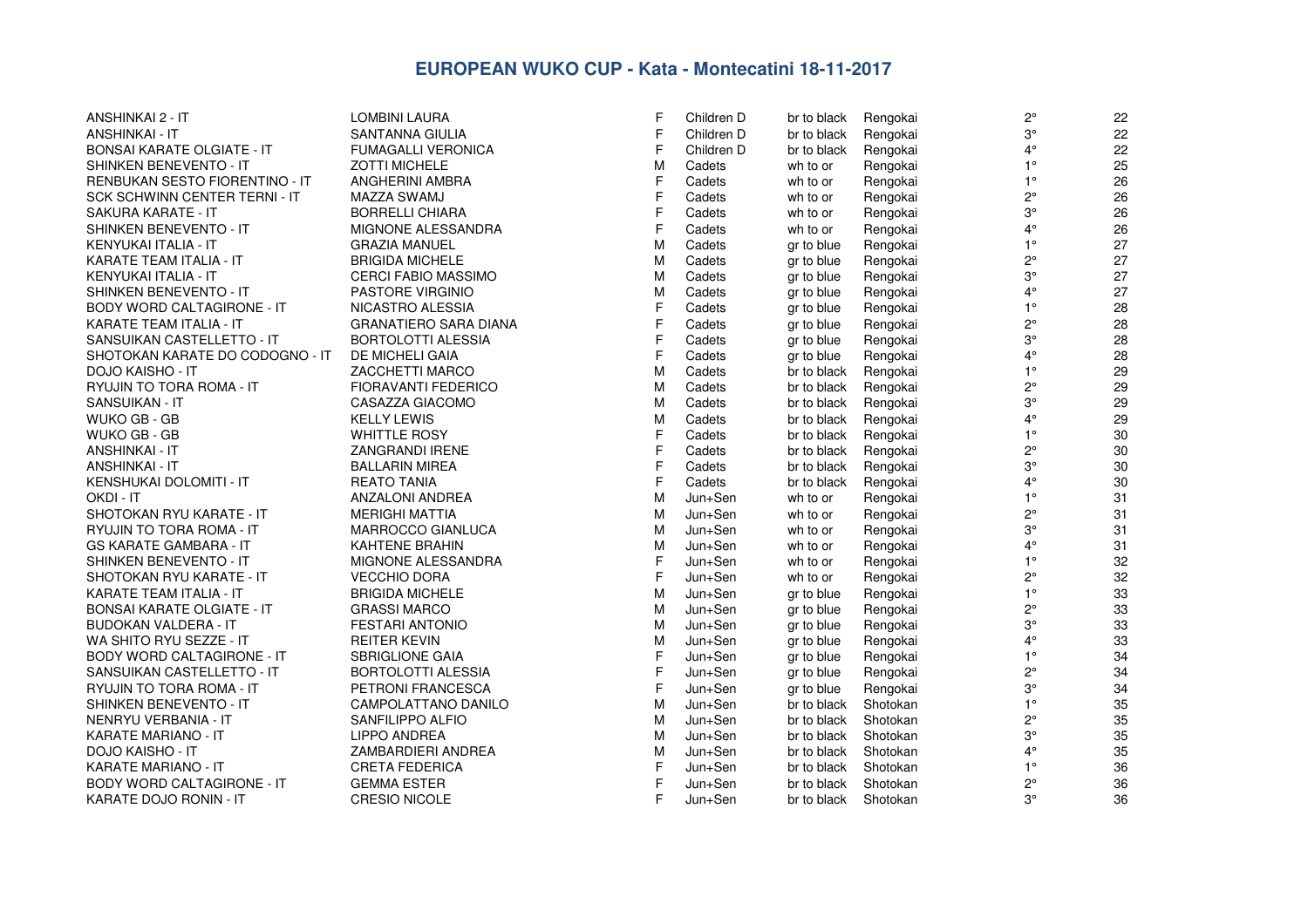# EUROPEAN WUKO CUP - Kata - Montecatini 18-11-2017

| | | | | | | | |
|---|---|---|---|---|---|---|---|
| ANSHINKAI 2 - IT | LOMBINI LAURA | F | Children D | br to black | Rengokai | 2° | 22 |
| ANSHINKAI - IT | SANTANNA GIULIA | F | Children D | br to black | Rengokai | 3° | 22 |
| BONSAI KARATE OLGIATE - IT | FUMAGALLI VERONICA | F | Children D | br to black | Rengokai | 4° | 22 |
| SHINKEN BENEVENTO - IT | ZOTTI MICHELE | M | Cadets | wh to or | Rengokai | 1° | 25 |
| RENBUKAN SESTO FIORENTINO - IT | ANGHERINI AMBRA | F | Cadets | wh to or | Rengokai | 1° | 26 |
| SCK SCHWINN CENTER TERNI - IT | MAZZA SWAMJ | F | Cadets | wh to or | Rengokai | 2° | 26 |
| SAKURA KARATE - IT | BORRELLI CHIARA | F | Cadets | wh to or | Rengokai | 3° | 26 |
| SHINKEN BENEVENTO - IT | MIGNONE ALESSANDRA | F | Cadets | wh to or | Rengokai | 4° | 26 |
| KENYUKAI ITALIA - IT | GRAZIA MANUEL | M | Cadets | gr to blue | Rengokai | 1° | 27 |
| KARATE TEAM ITALIA - IT | BRIGIDA MICHELE | M | Cadets | gr to blue | Rengokai | 2° | 27 |
| KENYUKAI ITALIA - IT | CERCI FABIO MASSIMO | M | Cadets | gr to blue | Rengokai | 3° | 27 |
| SHINKEN BENEVENTO - IT | PASTORE VIRGINIO | M | Cadets | gr to blue | Rengokai | 4° | 27 |
| BODY WORD CALTAGIRONE - IT | NICASTRO ALESSIA | F | Cadets | gr to blue | Rengokai | 1° | 28 |
| KARATE TEAM ITALIA - IT | GRANATIERO SARA DIANA | F | Cadets | gr to blue | Rengokai | 2° | 28 |
| SANSUIKAN CASTELLETTO - IT | BORTOLOTTI ALESSIA | F | Cadets | gr to blue | Rengokai | 3° | 28 |
| SHOTOKAN KARATE DO CODOGNO - IT | DE MICHELI GAIA | F | Cadets | gr to blue | Rengokai | 4° | 28 |
| DOJO KAISHO - IT | ZACCHETTI MARCO | M | Cadets | br to black | Rengokai | 1° | 29 |
| RYUJIN TO TORA ROMA - IT | FIORAVANTI FEDERICO | M | Cadets | br to black | Rengokai | 2° | 29 |
| SANSUIKAN - IT | CASAZZA GIACOMO | M | Cadets | br to black | Rengokai | 3° | 29 |
| WUKO GB - GB | KELLY LEWIS | M | Cadets | br to black | Rengokai | 4° | 29 |
| WUKO GB - GB | WHITTLE ROSY | F | Cadets | br to black | Rengokai | 1° | 30 |
| ANSHINKAI - IT | ZANGRANDI IRENE | F | Cadets | br to black | Rengokai | 2° | 30 |
| ANSHINKAI - IT | BALLARIN MIREA | F | Cadets | br to black | Rengokai | 3° | 30 |
| KENSHUKAI DOLOMITI - IT | REATO TANIA | F | Cadets | br to black | Rengokai | 4° | 30 |
| OKDI - IT | ANZALONI ANDREA | M | Jun+Sen | wh to or | Rengokai | 1° | 31 |
| SHOTOKAN RYU KARATE - IT | MERIGHI MATTIA | M | Jun+Sen | wh to or | Rengokai | 2° | 31 |
| RYUJIN TO TORA ROMA - IT | MARROCCO GIANLUCA | M | Jun+Sen | wh to or | Rengokai | 3° | 31 |
| GS KARATE GAMBARA - IT | KAHTENE BRAHIN | M | Jun+Sen | wh to or | Rengokai | 4° | 31 |
| SHINKEN BENEVENTO - IT | MIGNONE ALESSANDRA | F | Jun+Sen | wh to or | Rengokai | 1° | 32 |
| SHOTOKAN RYU KARATE - IT | VECCHIO DORA | F | Jun+Sen | wh to or | Rengokai | 2° | 32 |
| KARATE TEAM ITALIA - IT | BRIGIDA MICHELE | M | Jun+Sen | gr to blue | Rengokai | 1° | 33 |
| BONSAI KARATE OLGIATE - IT | GRASSI MARCO | M | Jun+Sen | gr to blue | Rengokai | 2° | 33 |
| BUDOKAN VALDERA - IT | FESTARI ANTONIO | M | Jun+Sen | gr to blue | Rengokai | 3° | 33 |
| WA SHITO RYU SEZZE - IT | REITER KEVIN | M | Jun+Sen | gr to blue | Rengokai | 4° | 33 |
| BODY WORD CALTAGIRONE - IT | SBRIGLIONE GAIA | F | Jun+Sen | gr to blue | Rengokai | 1° | 34 |
| SANSUIKAN CASTELLETTO - IT | BORTOLOTTI ALESSIA | F | Jun+Sen | gr to blue | Rengokai | 2° | 34 |
| RYUJIN TO TORA ROMA - IT | PETRONI FRANCESCA | F | Jun+Sen | gr to blue | Rengokai | 3° | 34 |
| SHINKEN BENEVENTO - IT | CAMPOLATTANO DANILO | M | Jun+Sen | br to black | Shotokan | 1° | 35 |
| NENRYU VERBANIA - IT | SANFILIPPO ALFIO | M | Jun+Sen | br to black | Shotokan | 2° | 35 |
| KARATE MARIANO - IT | LIPPO ANDREA | M | Jun+Sen | br to black | Shotokan | 3° | 35 |
| DOJO KAISHO - IT | ZAMBARDIERI ANDREA | M | Jun+Sen | br to black | Shotokan | 4° | 35 |
| KARATE MARIANO - IT | CRETA FEDERICA | F | Jun+Sen | br to black | Shotokan | 1° | 36 |
| BODY WORD CALTAGIRONE - IT | GEMMA ESTER | F | Jun+Sen | br to black | Shotokan | 2° | 36 |
| KARATE DOJO RONIN - IT | CRESIO NICOLE | F | Jun+Sen | br to black | Shotokan | 3° | 36 |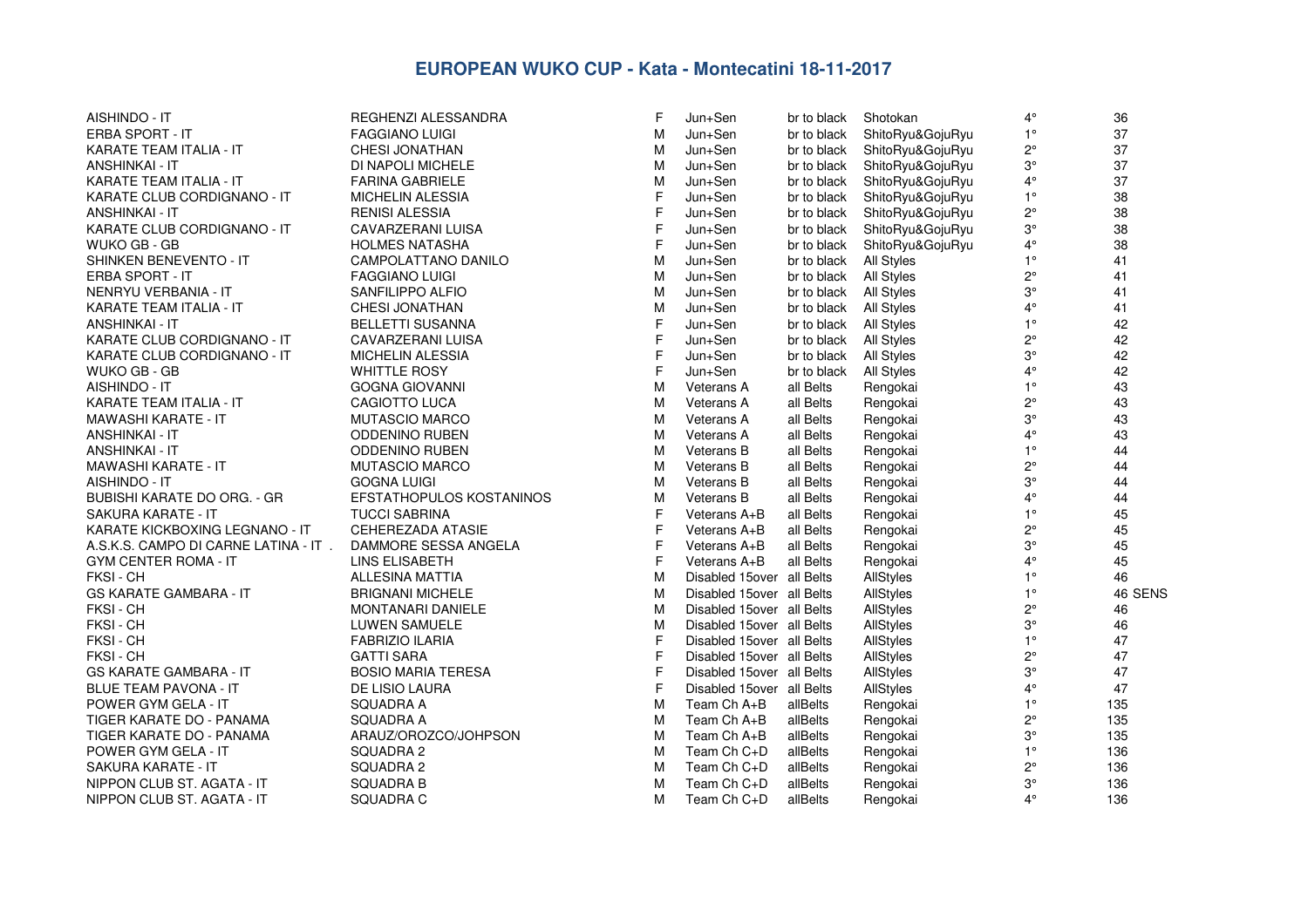# EUROPEAN WUKO CUP - Kata - Montecatini 18-11-2017

| | | | | | | | |
|---|---|---|---|---|---|---|---|
| AISHINDO - IT | REGHENZI ALESSANDRA | F | Jun+Sen | br to black | Shotokan | 4° | 36 |
| ERBA SPORT - IT | FAGGIANO LUIGI | M | Jun+Sen | br to black | ShitoRyu&GojuRyu | 1° | 37 |
| KARATE TEAM ITALIA - IT | CHESI JONATHAN | M | Jun+Sen | br to black | ShitoRyu&GojuRyu | 2° | 37 |
| ANSHINKAI - IT | DI NAPOLI MICHELE | M | Jun+Sen | br to black | ShitoRyu&GojuRyu | 3° | 37 |
| KARATE TEAM ITALIA - IT | FARINA GABRIELE | M | Jun+Sen | br to black | ShitoRyu&GojuRyu | 4° | 37 |
| KARATE CLUB CORDIGNANO - IT | MICHELIN ALESSIA | F | Jun+Sen | br to black | ShitoRyu&GojuRyu | 1° | 38 |
| ANSHINKAI - IT | RENISI ALESSIA | F | Jun+Sen | br to black | ShitoRyu&GojuRyu | 2° | 38 |
| KARATE CLUB CORDIGNANO - IT | CAVARZERANI LUISA | F | Jun+Sen | br to black | ShitoRyu&GojuRyu | 3° | 38 |
| WUKO GB - GB | HOLMES NATASHA | F | Jun+Sen | br to black | ShitoRyu&GojuRyu | 4° | 38 |
| SHINKEN BENEVENTO - IT | CAMPOLATTANO DANILO | M | Jun+Sen | br to black | All Styles | 1° | 41 |
| ERBA SPORT - IT | FAGGIANO LUIGI | M | Jun+Sen | br to black | All Styles | 2° | 41 |
| NENRYU VERBANIA - IT | SANFILIPPO ALFIO | M | Jun+Sen | br to black | All Styles | 3° | 41 |
| KARATE TEAM ITALIA - IT | CHESI JONATHAN | M | Jun+Sen | br to black | All Styles | 4° | 41 |
| ANSHINKAI - IT | BELLETTI SUSANNA | F | Jun+Sen | br to black | All Styles | 1° | 42 |
| KARATE CLUB CORDIGNANO - IT | CAVARZERANI LUISA | F | Jun+Sen | br to black | All Styles | 2° | 42 |
| KARATE CLUB CORDIGNANO - IT | MICHELIN ALESSIA | F | Jun+Sen | br to black | All Styles | 3° | 42 |
| WUKO GB - GB | WHITTLE ROSY | F | Jun+Sen | br to black | All Styles | 4° | 42 |
| AISHINDO - IT | GOGNA GIOVANNI | M | Veterans A | all Belts | Rengokai | 1° | 43 |
| KARATE TEAM ITALIA - IT | CAGIOTTO LUCA | M | Veterans A | all Belts | Rengokai | 2° | 43 |
| MAWASHI KARATE - IT | MUTASCIO MARCO | M | Veterans A | all Belts | Rengokai | 3° | 43 |
| ANSHINKAI - IT | ODDENINO RUBEN | M | Veterans A | all Belts | Rengokai | 4° | 43 |
| ANSHINKAI - IT | ODDENINO RUBEN | M | Veterans B | all Belts | Rengokai | 1° | 44 |
| MAWASHI KARATE - IT | MUTASCIO MARCO | M | Veterans B | all Belts | Rengokai | 2° | 44 |
| AISHINDO - IT | GOGNA LUIGI | M | Veterans B | all Belts | Rengokai | 3° | 44 |
| BUBISHI KARATE DO ORG. - GR | EFSTATHOPULOS KOSTANINOS | M | Veterans B | all Belts | Rengokai | 4° | 44 |
| SAKURA KARATE - IT | TUCCI SABRINA | F | Veterans A+B | all Belts | Rengokai | 1° | 45 |
| KARATE KICKBOXING LEGNANO - IT | CEHEREZADA ATASIE | F | Veterans A+B | all Belts | Rengokai | 2° | 45 |
| A.S.K.S. CAMPO DI CARNE LATINA - IT . | DAMMORE SESSA ANGELA | F | Veterans A+B | all Belts | Rengokai | 3° | 45 |
| GYM CENTER ROMA - IT | LINS ELISABETH | F | Veterans A+B | all Belts | Rengokai | 4° | 45 |
| FKSI - CH | ALLESINA MATTIA | M | Disabled 15over | all Belts | AllStyles | 1° | 46 |
| GS KARATE GAMBARA - IT | BRIGNANI MICHELE | M | Disabled 15over | all Belts | AllStyles | 1° | 46 SENS |
| FKSI - CH | MONTANARI DANIELE | M | Disabled 15over | all Belts | AllStyles | 2° | 46 |
| FKSI - CH | LUWEN SAMUELE | M | Disabled 15over | all Belts | AllStyles | 3° | 46 |
| FKSI - CH | FABRIZIO ILARIA | F | Disabled 15over | all Belts | AllStyles | 1° | 47 |
| FKSI - CH | GATTI SARA | F | Disabled 15over | all Belts | AllStyles | 2° | 47 |
| GS KARATE GAMBARA - IT | BOSIO MARIA TERESA | F | Disabled 15over | all Belts | AllStyles | 3° | 47 |
| BLUE TEAM PAVONA - IT | DE LISIO LAURA | F | Disabled 15over | all Belts | AllStyles | 4° | 47 |
| POWER GYM GELA - IT | SQUADRA A | M | Team Ch A+B | allBelts | Rengokai | 1° | 135 |
| TIGER KARATE DO - PANAMA | SQUADRA A | M | Team Ch A+B | allBelts | Rengokai | 2° | 135 |
| TIGER KARATE DO - PANAMA | ARAUZ/OROZCO/JOHPSON | M | Team Ch A+B | allBelts | Rengokai | 3° | 135 |
| POWER GYM GELA - IT | SQUADRA 2 | M | Team Ch C+D | allBelts | Rengokai | 1° | 136 |
| SAKURA KARATE - IT | SQUADRA 2 | M | Team Ch C+D | allBelts | Rengokai | 2° | 136 |
| NIPPON CLUB ST. AGATA - IT | SQUADRA B | M | Team Ch C+D | allBelts | Rengokai | 3° | 136 |
| NIPPON CLUB ST. AGATA - IT | SQUADRA C | M | Team Ch C+D | allBelts | Rengokai | 4° | 136 |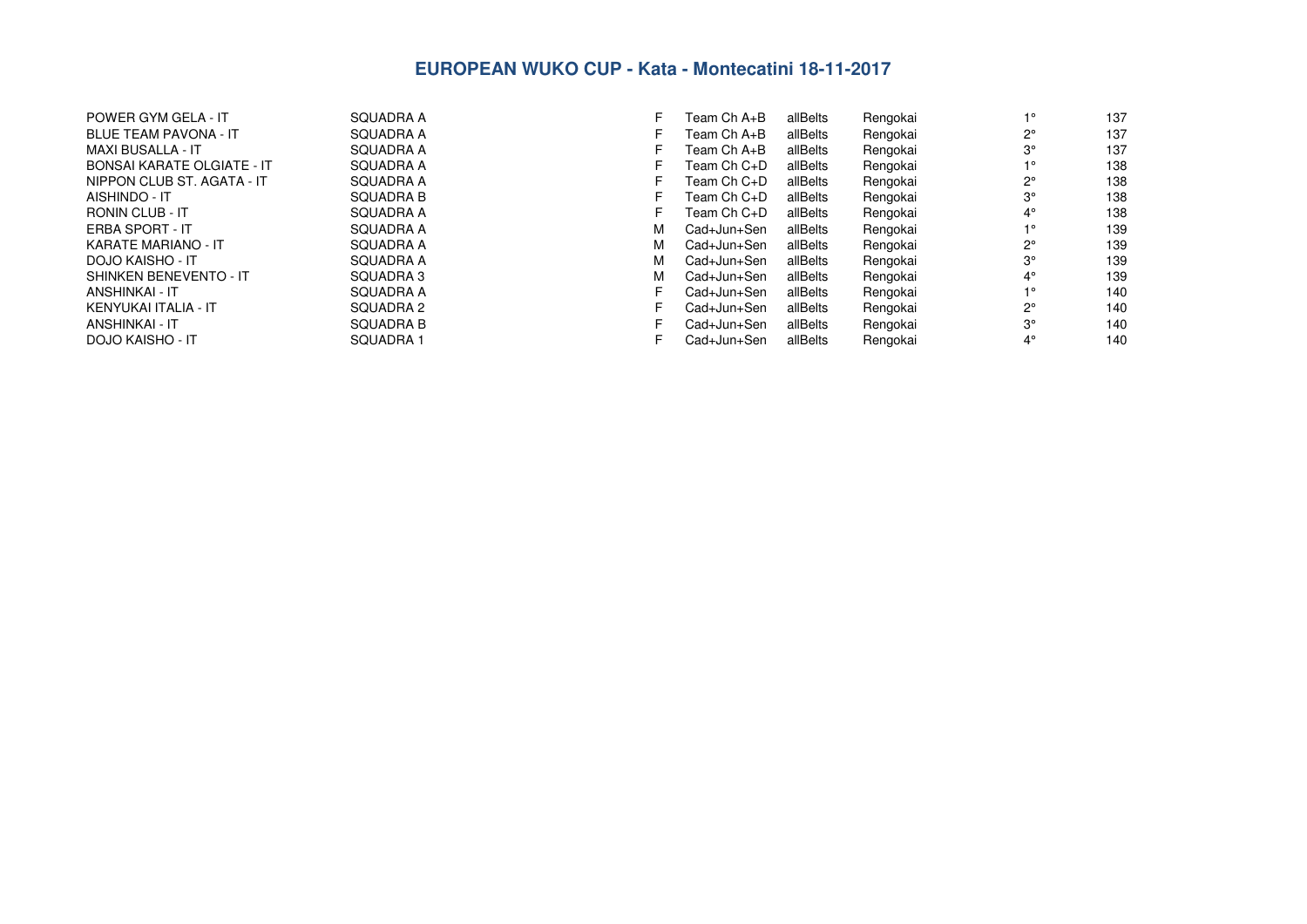# EUROPEAN WUKO CUP - Kata - Montecatini 18-11-2017

| | | | | | | | |
|---|---|---|---|---|---|---|---|
| POWER GYM GELA - IT | SQUADRA A | F | Team Ch A+B | allBelts | Rengokai | 1° | 137 |
| BLUE TEAM PAVONA - IT | SQUADRA A | F | Team Ch A+B | allBelts | Rengokai | 2° | 137 |
| MAXI BUSALLA - IT | SQUADRA A | F | Team Ch A+B | allBelts | Rengokai | 3° | 137 |
| BONSAI KARATE OLGIATE - IT | SQUADRA A | F | Team Ch C+D | allBelts | Rengokai | 1° | 138 |
| NIPPON CLUB ST. AGATA - IT | SQUADRA A | F | Team Ch C+D | allBelts | Rengokai | 2° | 138 |
| AISHINDO - IT | SQUADRA B | F | Team Ch C+D | allBelts | Rengokai | 3° | 138 |
| RONIN CLUB - IT | SQUADRA A | F | Team Ch C+D | allBelts | Rengokai | 4° | 138 |
| ERBA SPORT - IT | SQUADRA A | M | Cad+Jun+Sen | allBelts | Rengokai | 1° | 139 |
| KARATE MARIANO - IT | SQUADRA A | M | Cad+Jun+Sen | allBelts | Rengokai | 2° | 139 |
| DOJO KAISHO - IT | SQUADRA A | M | Cad+Jun+Sen | allBelts | Rengokai | 3° | 139 |
| SHINKEN BENEVENTO - IT | SQUADRA 3 | M | Cad+Jun+Sen | allBelts | Rengokai | 4° | 139 |
| ANSHINKAI - IT | SQUADRA A | F | Cad+Jun+Sen | allBelts | Rengokai | 1° | 140 |
| KENYUKAI ITALIA - IT | SQUADRA 2 | F | Cad+Jun+Sen | allBelts | Rengokai | 2° | 140 |
| ANSHINKAI - IT | SQUADRA B | F | Cad+Jun+Sen | allBelts | Rengokai | 3° | 140 |
| DOJO KAISHO - IT | SQUADRA 1 | F | Cad+Jun+Sen | allBelts | Rengokai | 4° | 140 |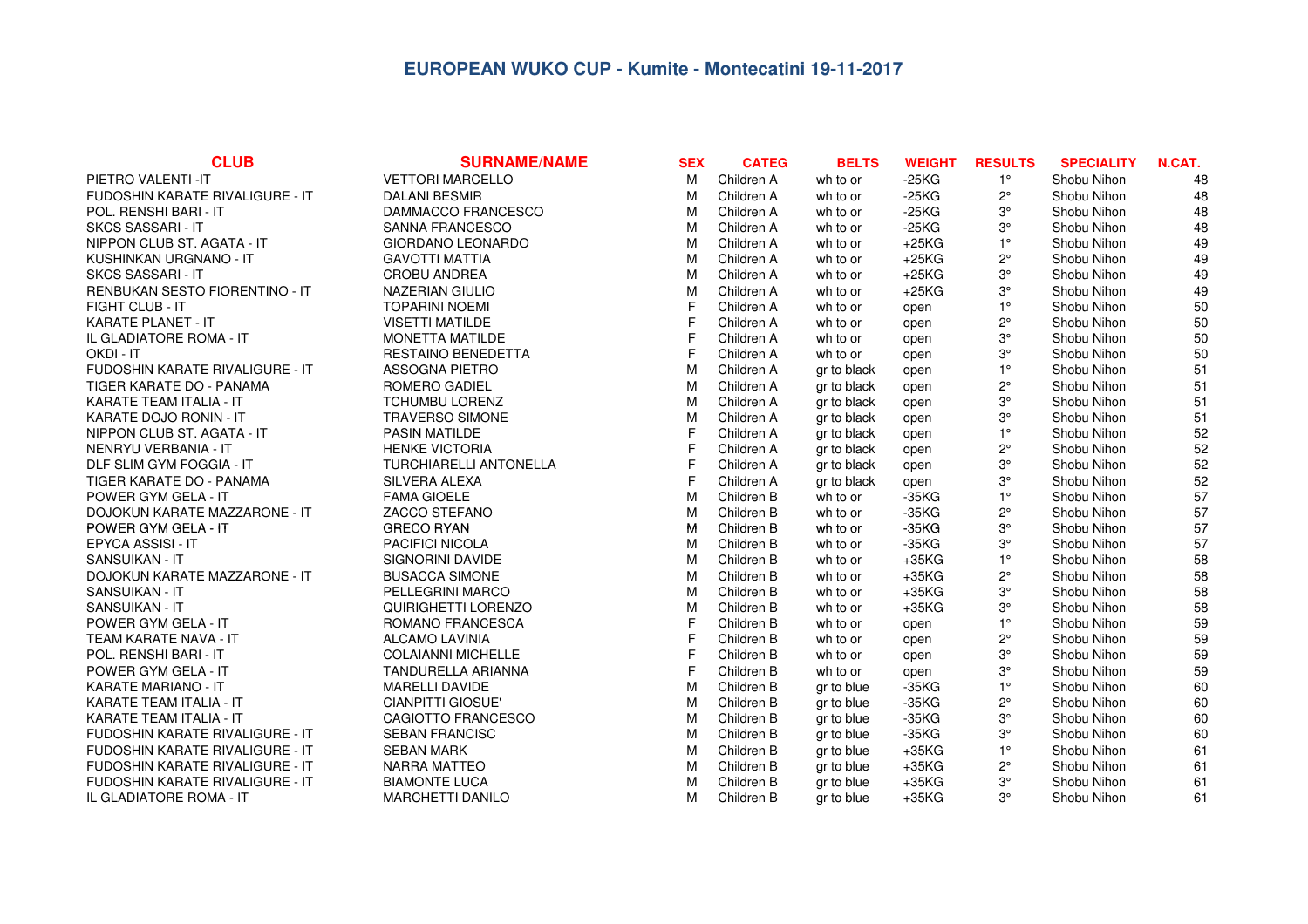# EUROPEAN WUKO CUP - Kumite - Montecatini 19-11-2017

| CLUB | SURNAME/NAME | SEX | CATEG | BELTS | WEIGHT | RESULTS | SPECIALITY | N.CAT. |
|---|---|---|---|---|---|---|---|---|
| PIETRO VALENTI -IT | VETTORI MARCELLO | M | Children A | wh to or | -25KG | 1° | Shobu Nihon | 48 |
| FUDOSHIN KARATE RIVALIGURE - IT | DALANI BESMIR | M | Children A | wh to or | -25KG | 2° | Shobu Nihon | 48 |
| POL. RENSHI BARI - IT | DAMMACCO FRANCESCO | M | Children A | wh to or | -25KG | 3° | Shobu Nihon | 48 |
| SKCS SASSARI - IT | SANNA FRANCESCO | M | Children A | wh to or | -25KG | 3° | Shobu Nihon | 48 |
| NIPPON CLUB ST. AGATA - IT | GIORDANO LEONARDO | M | Children A | wh to or | +25KG | 1° | Shobu Nihon | 49 |
| KUSHINKAN URGNANO - IT | GAVOTTI MATTIA | M | Children A | wh to or | +25KG | 2° | Shobu Nihon | 49 |
| SKCS SASSARI - IT | CROBU ANDREA | M | Children A | wh to or | +25KG | 3° | Shobu Nihon | 49 |
| RENBUKAN SESTO FIORENTINO - IT | NAZERIAN GIULIO | M | Children A | wh to or | +25KG | 3° | Shobu Nihon | 49 |
| FIGHT CLUB - IT | TOPARINI NOEMI | F | Children A | wh to or | open | 1° | Shobu Nihon | 50 |
| KARATE PLANET - IT | VISETTI MATILDE | F | Children A | wh to or | open | 2° | Shobu Nihon | 50 |
| IL GLADIATORE ROMA - IT | MONETTA MATILDE | F | Children A | wh to or | open | 3° | Shobu Nihon | 50 |
| OKDI - IT | RESTAINO BENEDETTA | F | Children A | wh to or | open | 3° | Shobu Nihon | 50 |
| FUDOSHIN KARATE RIVALIGURE - IT | ASSOGNA PIETRO | M | Children A | gr to black | open | 1° | Shobu Nihon | 51 |
| TIGER KARATE DO - PANAMA | ROMERO GADIEL | M | Children A | gr to black | open | 2° | Shobu Nihon | 51 |
| KARATE TEAM ITALIA - IT | TCHUMBU LORENZ | M | Children A | gr to black | open | 3° | Shobu Nihon | 51 |
| KARATE DOJO RONIN - IT | TRAVERSO SIMONE | M | Children A | gr to black | open | 3° | Shobu Nihon | 51 |
| NIPPON CLUB ST. AGATA - IT | PASIN MATILDE | F | Children A | gr to black | open | 1° | Shobu Nihon | 52 |
| NENRYU VERBANIA - IT | HENKE VICTORIA | F | Children A | gr to black | open | 2° | Shobu Nihon | 52 |
| DLF SLIM GYM FOGGIA - IT | TURCHIARELLI ANTONELLA | F | Children A | gr to black | open | 3° | Shobu Nihon | 52 |
| TIGER KARATE DO - PANAMA | SILVERA ALEXA | F | Children A | gr to black | open | 3° | Shobu Nihon | 52 |
| POWER GYM GELA - IT | FAMA GIOELE | M | Children B | wh to or | -35KG | 1° | Shobu Nihon | 57 |
| DOJOKUN KARATE MAZZARONE - IT | ZACCO STEFANO | M | Children B | wh to or | -35KG | 2° | Shobu Nihon | 57 |
| POWER GYM GELA - IT | GRECO RYAN | M | Children B | wh to or | -35KG | 3° | Shobu Nihon | 57 |
| EPYCA ASSISI - IT | PACIFICI NICOLA | M | Children B | wh to or | -35KG | 3° | Shobu Nihon | 57 |
| SANSUIKAN - IT | SIGNORINI DAVIDE | M | Children B | wh to or | +35KG | 1° | Shobu Nihon | 58 |
| DOJOKUN KARATE MAZZARONE - IT | BUSACCA SIMONE | M | Children B | wh to or | +35KG | 2° | Shobu Nihon | 58 |
| SANSUIKAN - IT | PELLEGRINI MARCO | M | Children B | wh to or | +35KG | 3° | Shobu Nihon | 58 |
| SANSUIKAN - IT | QUIRIGHETTI LORENZO | M | Children B | wh to or | +35KG | 3° | Shobu Nihon | 58 |
| POWER GYM GELA - IT | ROMANO FRANCESCA | F | Children B | wh to or | open | 1° | Shobu Nihon | 59 |
| TEAM KARATE NAVA - IT | ALCAMO LAVINIA | F | Children B | wh to or | open | 2° | Shobu Nihon | 59 |
| POL. RENSHI BARI - IT | COLAIANNI MICHELLE | F | Children B | wh to or | open | 3° | Shobu Nihon | 59 |
| POWER GYM GELA - IT | TANDURELLA ARIANNA | F | Children B | wh to or | open | 3° | Shobu Nihon | 59 |
| KARATE MARIANO - IT | MARELLI DAVIDE | M | Children B | gr to blue | -35KG | 1° | Shobu Nihon | 60 |
| KARATE TEAM ITALIA - IT | CIANPITTI GIOSUE' | M | Children B | gr to blue | -35KG | 2° | Shobu Nihon | 60 |
| KARATE TEAM ITALIA - IT | CAGIOTTO FRANCESCO | M | Children B | gr to blue | -35KG | 3° | Shobu Nihon | 60 |
| FUDOSHIN KARATE RIVALIGURE - IT | SEBAN FRANCISC | M | Children B | gr to blue | -35KG | 3° | Shobu Nihon | 60 |
| FUDOSHIN KARATE RIVALIGURE - IT | SEBAN MARK | M | Children B | gr to blue | +35KG | 1° | Shobu Nihon | 61 |
| FUDOSHIN KARATE RIVALIGURE - IT | NARRA MATTEO | M | Children B | gr to blue | +35KG | 2° | Shobu Nihon | 61 |
| FUDOSHIN KARATE RIVALIGURE - IT | BIAMONTE LUCA | M | Children B | gr to blue | +35KG | 3° | Shobu Nihon | 61 |
| IL GLADIATORE ROMA - IT | MARCHETTI DANILO | M | Children B | gr to blue | +35KG | 3° | Shobu Nihon | 61 |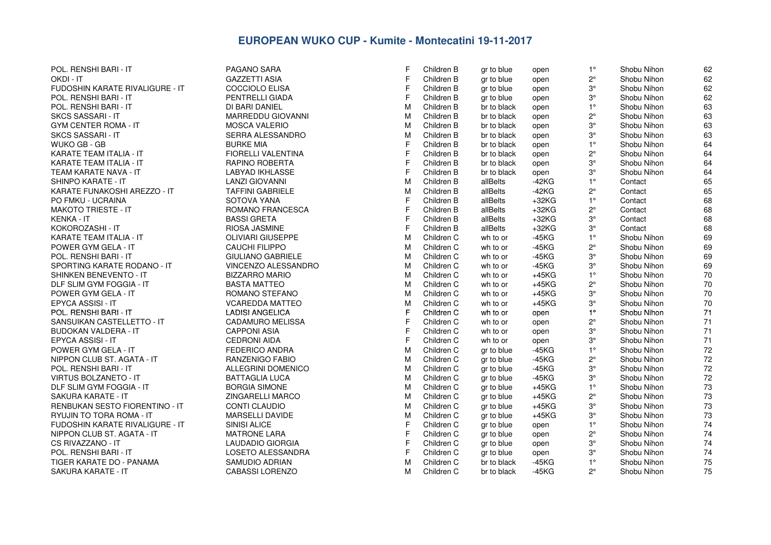## EUROPEAN WUKO CUP - Kumite - Montecatini 19-11-2017

| | | | | | | | | |
|---|---|---|---|---|---|---|---|---|
| POL. RENSHI BARI - IT | PAGANO SARA | F | Children B | gr to blue | open | 1° | Shobu Nihon | 62 |
| OKDI - IT | GAZZETTI ASIA | F | Children B | gr to blue | open | 2° | Shobu Nihon | 62 |
| FUDOSHIN KARATE RIVALIGURE - IT | COCCIOLO ELISA | F | Children B | gr to blue | open | 3° | Shobu Nihon | 62 |
| POL. RENSHI BARI - IT | PENTRELLI GIADA | F | Children B | gr to blue | open | 3° | Shobu Nihon | 62 |
| POL. RENSHI BARI - IT | DI BARI DANIEL | M | Children B | br to black | open | 1° | Shobu Nihon | 63 |
| SKCS SASSARI - IT | MARREDDU GIOVANNI | M | Children B | br to black | open | 2° | Shobu Nihon | 63 |
| GYM CENTER ROMA - IT | MOSCA VALERIO | M | Children B | br to black | open | 3° | Shobu Nihon | 63 |
| SKCS SASSARI - IT | SERRA ALESSANDRO | M | Children B | br to black | open | 3° | Shobu Nihon | 63 |
| WUKO GB - GB | BURKE MIA | F | Children B | br to black | open | 1° | Shobu Nihon | 64 |
| KARATE TEAM ITALIA - IT | FIORELLI VALENTINA | F | Children B | br to black | open | 2° | Shobu Nihon | 64 |
| KARATE TEAM ITALIA - IT | RAPINO ROBERTA | F | Children B | br to black | open | 3° | Shobu Nihon | 64 |
| TEAM KARATE NAVA - IT | LABYAD IKHLASSE | F | Children B | br to black | open | 3° | Shobu Nihon | 64 |
| SHINPO KARATE - IT | LANZI GIOVANNI | M | Children B | allBelts | -42KG | 1° | Contact | 65 |
| KARATE FUNAKOSHI AREZZO - IT | TAFFINI GABRIELE | M | Children B | allBelts | -42KG | 2° | Contact | 65 |
| PO FMKU - UCRAINA | SOTOVA YANA | F | Children B | allBelts | +32KG | 1° | Contact | 68 |
| MAKOTO TRIESTE - IT | ROMANO FRANCESCA | F | Children B | allBelts | +32KG | 2° | Contact | 68 |
| KENKA - IT | BASSI GRETA | F | Children B | allBelts | +32KG | 3° | Contact | 68 |
| KOKOROZASHI - IT | RIOSA JASMINE | F | Children B | allBelts | +32KG | 3° | Contact | 68 |
| KARATE TEAM ITALIA - IT | OLIVIARI GIUSEPPE | M | Children C | wh to or | -45KG | 1° | Shobu Nihon | 69 |
| POWER GYM GELA - IT | CAUCHI FILIPPO | M | Children C | wh to or | -45KG | 2° | Shobu Nihon | 69 |
| POL. RENSHI BARI - IT | GIULIANO GABRIELE | M | Children C | wh to or | -45KG | 3° | Shobu Nihon | 69 |
| SPORTING KARATE RODANO - IT | VINCENZO ALESSANDRO | M | Children C | wh to or | -45KG | 3° | Shobu Nihon | 69 |
| SHINKEN BENEVENTO - IT | BIZZARRO MARIO | M | Children C | wh to or | +45KG | 1° | Shobu Nihon | 70 |
| DLF SLIM GYM FOGGIA - IT | BASTA MATTEO | M | Children C | wh to or | +45KG | 2° | Shobu Nihon | 70 |
| POWER GYM GELA - IT | ROMANO STEFANO | M | Children C | wh to or | +45KG | 3° | Shobu Nihon | 70 |
| EPYCA ASSISI - IT | VCAREDDA MATTEO | M | Children C | wh to or | +45KG | 3° | Shobu Nihon | 70 |
| POL. RENSHI BARI - IT | LADISI ANGELICA | F | Children C | wh to or | open | 1° | Shobu Nihon | 71 |
| SANSUIKAN CASTELLETTO - IT | CADAMURO MELISSA | F | Children C | wh to or | open | 2° | Shobu Nihon | 71 |
| BUDOKAN VALDERA - IT | CAPPONI ASIA | F | Children C | wh to or | open | 3° | Shobu Nihon | 71 |
| EPYCA ASSISI - IT | CEDRONI AIDA | F | Children C | wh to or | open | 3° | Shobu Nihon | 71 |
| POWER GYM GELA - IT | FEDERICO ANDRA | M | Children C | gr to blue | -45KG | 1° | Shobu Nihon | 72 |
| NIPPON CLUB ST. AGATA - IT | RANZENIGO FABIO | M | Children C | gr to blue | -45KG | 2° | Shobu Nihon | 72 |
| POL. RENSHI BARI - IT | ALLEGRINI DOMENICO | M | Children C | gr to blue | -45KG | 3° | Shobu Nihon | 72 |
| VIRTUS BOLZANETO - IT | BATTAGLIA LUCA | M | Children C | gr to blue | -45KG | 3° | Shobu Nihon | 72 |
| DLF SLIM GYM FOGGIA - IT | BORGIA SIMONE | M | Children C | gr to blue | +45KG | 1° | Shobu Nihon | 73 |
| SAKURA KARATE - IT | ZINGARELLI MARCO | M | Children C | gr to blue | +45KG | 2° | Shobu Nihon | 73 |
| RENBUKAN SESTO FIORENTINO - IT | CONTI CLAUDIO | M | Children C | gr to blue | +45KG | 3° | Shobu Nihon | 73 |
| RYUJIN TO TORA ROMA - IT | MARSELLI DAVIDE | M | Children C | gr to blue | +45KG | 3° | Shobu Nihon | 73 |
| FUDOSHIN KARATE RIVALIGURE - IT | SINISI ALICE | F | Children C | gr to blue | open | 1° | Shobu Nihon | 74 |
| NIPPON CLUB ST. AGATA - IT | MATRONE LARA | F | Children C | gr to blue | open | 2° | Shobu Nihon | 74 |
| CS RIVAZZANO - IT | LAUDADIO GIORGIA | F | Children C | gr to blue | open | 3° | Shobu Nihon | 74 |
| POL. RENSHI BARI - IT | LOSETO ALESSANDRA | F | Children C | gr to blue | open | 3° | Shobu Nihon | 74 |
| TIGER KARATE DO - PANAMA | SAMUDIO ADRIAN | M | Children C | br to black | -45KG | 1° | Shobu Nihon | 75 |
| SAKURA KARATE - IT | CABASSI LORENZO | M | Children C | br to black | -45KG | 2° | Shobu Nihon | 75 |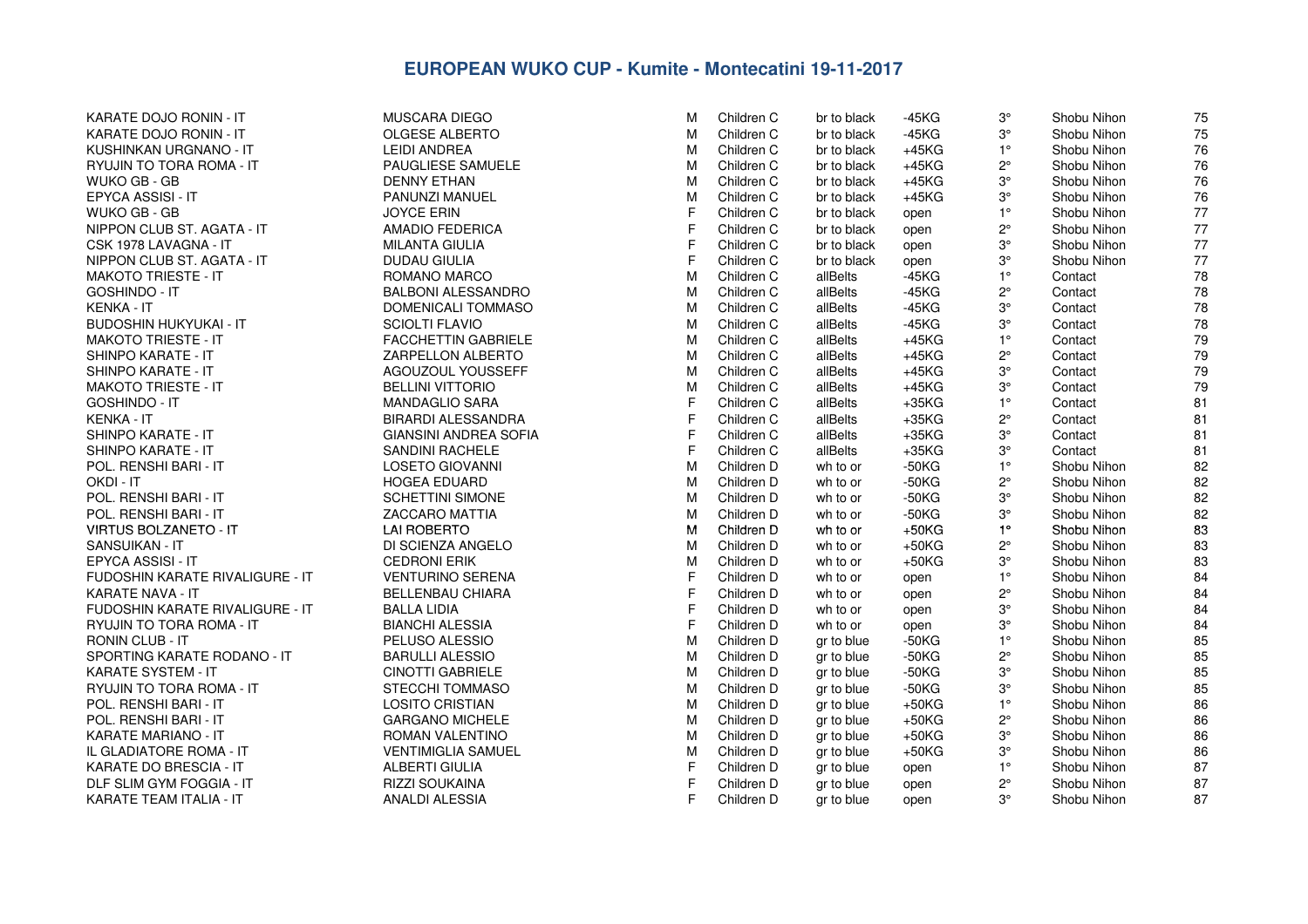# EUROPEAN WUKO CUP - Kumite - Montecatini 19-11-2017

| | | | | | | | | |
|---|---|---|---|---|---|---|---|---|
| KARATE DOJO RONIN - IT | MUSCARA DIEGO | M | Children C | br to black | -45KG | 3° | Shobu Nihon | 75 |
| KARATE DOJO RONIN - IT | OLGESE ALBERTO | M | Children C | br to black | -45KG | 3° | Shobu Nihon | 75 |
| KUSHINKAN URGNANO - IT | LEIDI ANDREA | M | Children C | br to black | +45KG | 1° | Shobu Nihon | 76 |
| RYUJIN TO TORA ROMA - IT | PAUGLIESE SAMUELE | M | Children C | br to black | +45KG | 2° | Shobu Nihon | 76 |
| WUKO GB - GB | DENNY ETHAN | M | Children C | br to black | +45KG | 3° | Shobu Nihon | 76 |
| EPYCA ASSISI - IT | PANUNZI MANUEL | M | Children C | br to black | +45KG | 3° | Shobu Nihon | 76 |
| WUKO GB - GB | JOYCE ERIN | F | Children C | br to black | open | 1° | Shobu Nihon | 77 |
| NIPPON CLUB ST. AGATA - IT | AMADIO FEDERICA | F | Children C | br to black | open | 2° | Shobu Nihon | 77 |
| CSK 1978 LAVAGNA - IT | MILANTA GIULIA | F | Children C | br to black | open | 3° | Shobu Nihon | 77 |
| NIPPON CLUB ST. AGATA - IT | DUDAU GIULIA | F | Children C | br to black | open | 3° | Shobu Nihon | 77 |
| MAKOTO TRIESTE - IT | ROMANO MARCO | M | Children C | allBelts | -45KG | 1° | Contact | 78 |
| GOSHINDO - IT | BALBONI ALESSANDRO | M | Children C | allBelts | -45KG | 2° | Contact | 78 |
| KENKA - IT | DOMENICALI TOMMASO | M | Children C | allBelts | -45KG | 3° | Contact | 78 |
| BUDOSHIN HUKYUKAI - IT | SCIOLTI FLAVIO | M | Children C | allBelts | -45KG | 3° | Contact | 78 |
| MAKOTO TRIESTE - IT | FACCHETTIN GABRIELE | M | Children C | allBelts | +45KG | 1° | Contact | 79 |
| SHINPO KARATE - IT | ZARPELLON ALBERTO | M | Children C | allBelts | +45KG | 2° | Contact | 79 |
| SHINPO KARATE - IT | AGOUZOUL YOUSSEFF | M | Children C | allBelts | +45KG | 3° | Contact | 79 |
| MAKOTO TRIESTE - IT | BELLINI VITTORIO | M | Children C | allBelts | +45KG | 3° | Contact | 79 |
| GOSHINDO - IT | MANDAGLIO SARA | F | Children C | allBelts | +35KG | 1° | Contact | 81 |
| KENKA - IT | BIRARDI ALESSANDRA | F | Children C | allBelts | +35KG | 2° | Contact | 81 |
| SHINPO KARATE - IT | GIANSINI ANDREA SOFIA | F | Children C | allBelts | +35KG | 3° | Contact | 81 |
| SHINPO KARATE - IT | SANDINI RACHELE | F | Children C | allBelts | +35KG | 3° | Contact | 81 |
| POL. RENSHI BARI - IT | LOSETO GIOVANNI | M | Children D | wh to or | -50KG | 1° | Shobu Nihon | 82 |
| OKDI - IT | HOGEA EDUARD | M | Children D | wh to or | -50KG | 2° | Shobu Nihon | 82 |
| POL. RENSHI BARI - IT | SCHETTINI SIMONE | M | Children D | wh to or | -50KG | 3° | Shobu Nihon | 82 |
| POL. RENSHI BARI - IT | ZACCARO MATTIA | M | Children D | wh to or | -50KG | 3° | Shobu Nihon | 82 |
| VIRTUS BOLZANETO - IT | LAI ROBERTO | M | Children D | wh to or | +50KG | 1° | Shobu Nihon | 83 |
| SANSUIKAN - IT | DI SCIENZA ANGELO | M | Children D | wh to or | +50KG | 2° | Shobu Nihon | 83 |
| EPYCA ASSISI - IT | CEDRONI ERIK | M | Children D | wh to or | +50KG | 3° | Shobu Nihon | 83 |
| FUDOSHIN KARATE RIVALIGURE - IT | VENTURINO SERENA | F | Children D | wh to or | open | 1° | Shobu Nihon | 84 |
| KARATE NAVA - IT | BELLENBAU CHIARA | F | Children D | wh to or | open | 2° | Shobu Nihon | 84 |
| FUDOSHIN KARATE RIVALIGURE - IT | BALLA LIDIA | F | Children D | wh to or | open | 3° | Shobu Nihon | 84 |
| RYUJIN TO TORA ROMA - IT | BIANCHI ALESSIA | F | Children D | wh to or | open | 3° | Shobu Nihon | 84 |
| RONIN CLUB - IT | PELUSO ALESSIO | M | Children D | gr to blue | -50KG | 1° | Shobu Nihon | 85 |
| SPORTING KARATE RODANO - IT | BARULLI ALESSIO | M | Children D | gr to blue | -50KG | 2° | Shobu Nihon | 85 |
| KARATE SYSTEM - IT | CINOTTI GABRIELE | M | Children D | gr to blue | -50KG | 3° | Shobu Nihon | 85 |
| RYUJIN TO TORA ROMA - IT | STECCHI TOMMASO | M | Children D | gr to blue | -50KG | 3° | Shobu Nihon | 85 |
| POL. RENSHI BARI - IT | LOSITO CRISTIAN | M | Children D | gr to blue | +50KG | 1° | Shobu Nihon | 86 |
| POL. RENSHI BARI - IT | GARGANO MICHELE | M | Children D | gr to blue | +50KG | 2° | Shobu Nihon | 86 |
| KARATE MARIANO - IT | ROMAN VALENTINO | M | Children D | gr to blue | +50KG | 3° | Shobu Nihon | 86 |
| IL GLADIATORE ROMA - IT | VENTIMIGLIA SAMUEL | M | Children D | gr to blue | +50KG | 3° | Shobu Nihon | 86 |
| KARATE DO BRESCIA - IT | ALBERTI GIULIA | F | Children D | gr to blue | open | 1° | Shobu Nihon | 87 |
| DLF SLIM GYM FOGGIA - IT | RIZZI SOUKAINA | F | Children D | gr to blue | open | 2° | Shobu Nihon | 87 |
| KARATE TEAM ITALIA - IT | ANALDI ALESSIA | F | Children D | gr to blue | open | 3° | Shobu Nihon | 87 |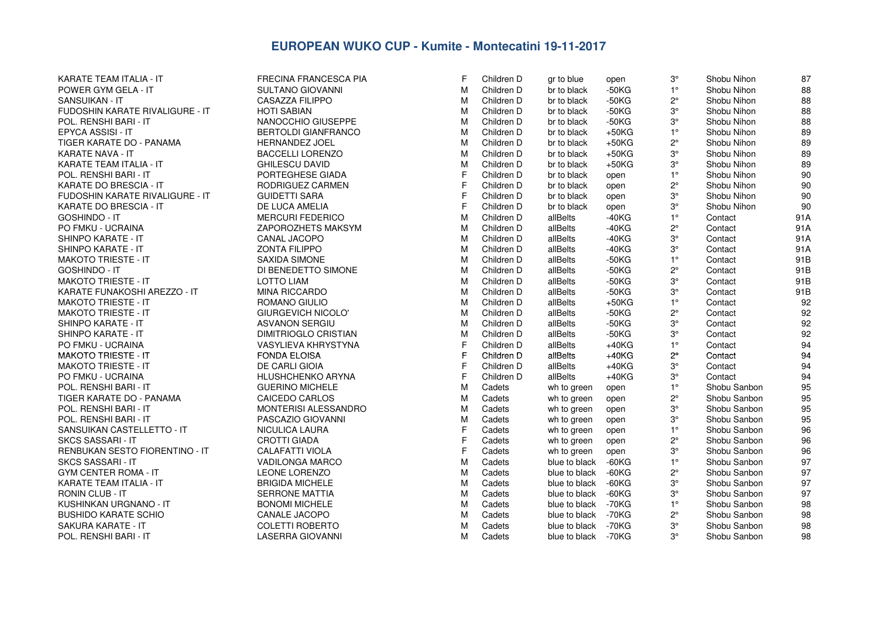# EUROPEAN WUKO CUP - Kumite - Montecatini 19-11-2017

| | | | | | | | | |
|---|---|---|---|---|---|---|---|---|
| KARATE TEAM ITALIA - IT | FRECINA FRANCESCA PIA | F | Children D | gr to blue | open | 3° | Shobu Nihon | 87 |
| POWER GYM GELA - IT | SULTANO GIOVANNI | M | Children D | br to black | -50KG | 1° | Shobu Nihon | 88 |
| SANSUIKAN - IT | CASAZZA FILIPPO | M | Children D | br to black | -50KG | 2° | Shobu Nihon | 88 |
| FUDOSHIN KARATE RIVALIGURE - IT | HOTI SABIAN | M | Children D | br to black | -50KG | 3° | Shobu Nihon | 88 |
| POL. RENSHI BARI - IT | NANOCCHIO GIUSEPPE | M | Children D | br to black | -50KG | 3° | Shobu Nihon | 88 |
| EPYCA ASSISI - IT | BERTOLDI GIANFRANCO | M | Children D | br to black | +50KG | 1° | Shobu Nihon | 89 |
| TIGER KARATE DO - PANAMA | HERNANDEZ JOEL | M | Children D | br to black | +50KG | 2° | Shobu Nihon | 89 |
| KARATE NAVA - IT | BACCELLI LORENZO | M | Children D | br to black | +50KG | 3° | Shobu Nihon | 89 |
| KARATE TEAM ITALIA - IT | GHILESCU DAVID | M | Children D | br to black | +50KG | 3° | Shobu Nihon | 89 |
| POL. RENSHI BARI - IT | PORTEGHESE GIADA | F | Children D | br to black | open | 1° | Shobu Nihon | 90 |
| KARATE DO BRESCIA - IT | RODRIGUEZ CARMEN | F | Children D | br to black | open | 2° | Shobu Nihon | 90 |
| FUDOSHIN KARATE RIVALIGURE - IT | GUIDETTI SARA | F | Children D | br to black | open | 3° | Shobu Nihon | 90 |
| KARATE DO BRESCIA - IT | DE LUCA AMELIA | F | Children D | br to black | open | 3° | Shobu Nihon | 90 |
| GOSHINDO - IT | MERCURI FEDERICO | M | Children D | allBelts | -40KG | 1° | Contact | 91A |
| PO FMKU - UCRAINA | ZAPOROZHETS MAKSYM | M | Children D | allBelts | -40KG | 2° | Contact | 91A |
| SHINPO KARATE - IT | CANAL JACOPO | M | Children D | allBelts | -40KG | 3° | Contact | 91A |
| SHINPO KARATE - IT | ZONTA FILIPPO | M | Children D | allBelts | -40KG | 3° | Contact | 91A |
| MAKOTO TRIESTE - IT | SAXIDA SIMONE | M | Children D | allBelts | -50KG | 1° | Contact | 91B |
| GOSHINDO - IT | DI BENEDETTO SIMONE | M | Children D | allBelts | -50KG | 2° | Contact | 91B |
| MAKOTO TRIESTE - IT | LOTTO LIAM | M | Children D | allBelts | -50KG | 3° | Contact | 91B |
| KARATE FUNAKOSHI AREZZO - IT | MINA RICCARDO | M | Children D | allBelts | -50KG | 3° | Contact | 91B |
| MAKOTO TRIESTE - IT | ROMANO GIULIO | M | Children D | allBelts | +50KG | 1° | Contact | 92 |
| MAKOTO TRIESTE - IT | GIURGEVICH NICOLO' | M | Children D | allBelts | -50KG | 2° | Contact | 92 |
| SHINPO KARATE - IT | ASVANON SERGIU | M | Children D | allBelts | -50KG | 3° | Contact | 92 |
| SHINPO KARATE - IT | DIMITRIOGLO CRISTIAN | M | Children D | allBelts | -50KG | 3° | Contact | 92 |
| PO FMKU - UCRAINA | VASYLIEVA KHRYSTYNA | F | Children D | allBelts | +40KG | 1° | Contact | 94 |
| MAKOTO TRIESTE - IT | FONDA ELOISA | F | Children D | allBelts | +40KG | 2° | Contact | 94 |
| MAKOTO TRIESTE - IT | DE CARLI GIOIA | F | Children D | allBelts | +40KG | 3° | Contact | 94 |
| PO FMKU - UCRAINA | HLUSHCHENKO ARYNA | F | Children D | allBelts | +40KG | 3° | Contact | 94 |
| POL. RENSHI BARI - IT | GUERINO MICHELE | M | Cadets | wh to green | open | 1° | Shobu Sanbon | 95 |
| TIGER KARATE DO - PANAMA | CAICEDO CARLOS | M | Cadets | wh to green | open | 2° | Shobu Sanbon | 95 |
| POL. RENSHI BARI - IT | MONTERISI ALESSANDRO | M | Cadets | wh to green | open | 3° | Shobu Sanbon | 95 |
| POL. RENSHI BARI - IT | PASCAZIO GIOVANNI | M | Cadets | wh to green | open | 3° | Shobu Sanbon | 95 |
| SANSUIKAN CASTELLETTO - IT | NICULICA LAURA | F | Cadets | wh to green | open | 1° | Shobu Sanbon | 96 |
| SKCS SASSARI - IT | CROTTI GIADA | F | Cadets | wh to green | open | 2° | Shobu Sanbon | 96 |
| RENBUKAN SESTO FIORENTINO - IT | CALAFATTI VIOLA | F | Cadets | wh to green | open | 3° | Shobu Sanbon | 96 |
| SKCS SASSARI - IT | VADILONGA MARCO | M | Cadets | blue to black | -60KG | 1° | Shobu Sanbon | 97 |
| GYM CENTER ROMA - IT | LEONE LORENZO | M | Cadets | blue to black | -60KG | 2° | Shobu Sanbon | 97 |
| KARATE TEAM ITALIA - IT | BRIGIDA MICHELE | M | Cadets | blue to black | -60KG | 3° | Shobu Sanbon | 97 |
| RONIN CLUB - IT | SERRONE MATTIA | M | Cadets | blue to black | -60KG | 3° | Shobu Sanbon | 97 |
| KUSHINKAN URGNANO - IT | BONOMI MICHELE | M | Cadets | blue to black | -70KG | 1° | Shobu Sanbon | 98 |
| BUSHIDO KARATE SCHIO | CANALE JACOPO | M | Cadets | blue to black | -70KG | 2° | Shobu Sanbon | 98 |
| SAKURA KARATE - IT | COLETTI ROBERTO | M | Cadets | blue to black | -70KG | 3° | Shobu Sanbon | 98 |
| POL. RENSHI BARI - IT | LASERRA GIOVANNI | M | Cadets | blue to black | -70KG | 3° | Shobu Sanbon | 98 |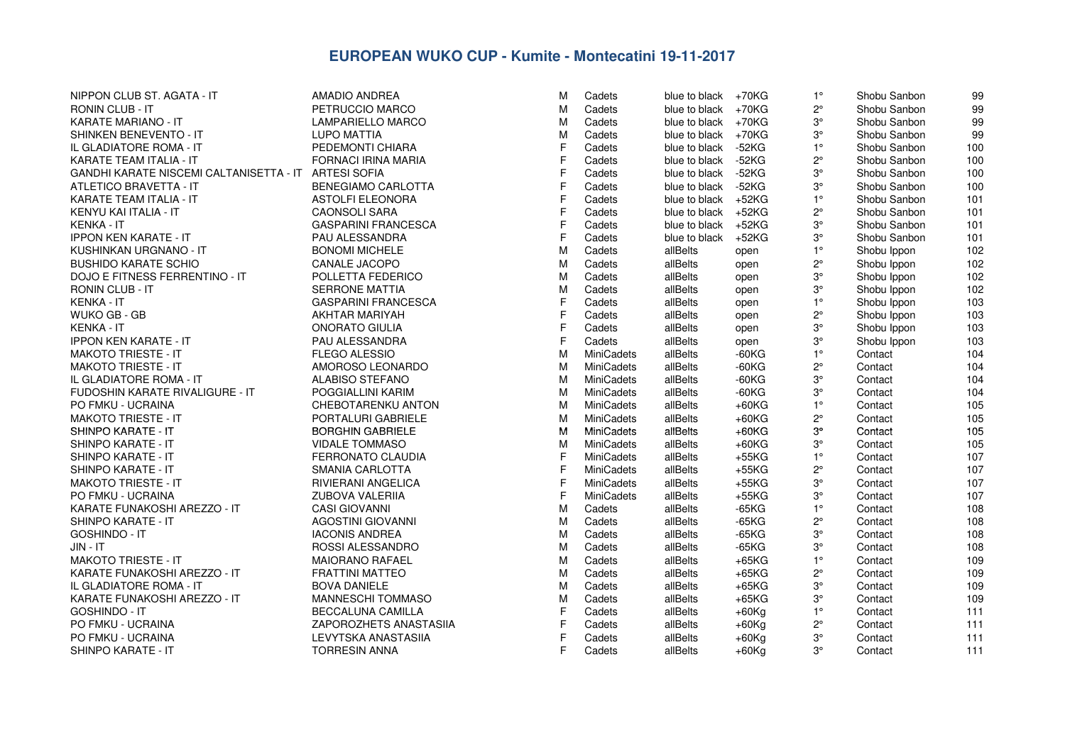# EUROPEAN WUKO CUP - Kumite - Montecatini 19-11-2017

| | | | | | | | | |
|---|---|---|---|---|---|---|---|---|
| NIPPON CLUB ST. AGATA - IT | AMADIO ANDREA | M | Cadets | blue to black | +70KG | 1° | Shobu Sanbon | 99 |
| RONIN CLUB - IT | PETRUCCIO MARCO | M | Cadets | blue to black | +70KG | 2° | Shobu Sanbon | 99 |
| KARATE MARIANO - IT | LAMPARIELLO MARCO | M | Cadets | blue to black | +70KG | 3° | Shobu Sanbon | 99 |
| SHINKEN BENEVENTO - IT | LUPO MATTIA | M | Cadets | blue to black | +70KG | 3° | Shobu Sanbon | 99 |
| IL GLADIATORE ROMA - IT | PEDEMONTI CHIARA | F | Cadets | blue to black | -52KG | 1° | Shobu Sanbon | 100 |
| KARATE TEAM ITALIA - IT | FORNACI IRINA MARIA | F | Cadets | blue to black | -52KG | 2° | Shobu Sanbon | 100 |
| GANDHI KARATE NISCEMI CALTANISETTA - IT | ARTESI SOFIA | F | Cadets | blue to black | -52KG | 3° | Shobu Sanbon | 100 |
| ATLETICO BRAVETTA - IT | BENEGIAMO CARLOTTA | F | Cadets | blue to black | -52KG | 3° | Shobu Sanbon | 100 |
| KARATE TEAM ITALIA - IT | ASTOLFI ELEONORA | F | Cadets | blue to black | +52KG | 1° | Shobu Sanbon | 101 |
| KENYU KAI ITALIA - IT | CAONSOLI SARA | F | Cadets | blue to black | +52KG | 2° | Shobu Sanbon | 101 |
| KENKA - IT | GASPARINI FRANCESCA | F | Cadets | blue to black | +52KG | 3° | Shobu Sanbon | 101 |
| IPPON KEN KARATE - IT | PAU ALESSANDRA | F | Cadets | blue to black | +52KG | 3° | Shobu Sanbon | 101 |
| KUSHINKAN URGNANO - IT | BONOMI MICHELE | M | Cadets | allBelts | open | 1° | Shobu Ippon | 102 |
| BUSHIDO KARATE SCHIO | CANALE JACOPO | M | Cadets | allBelts | open | 2° | Shobu Ippon | 102 |
| DOJO E FITNESS FERRENTINO - IT | POLLETTA FEDERICO | M | Cadets | allBelts | open | 3° | Shobu Ippon | 102 |
| RONIN CLUB - IT | SERRONE MATTIA | M | Cadets | allBelts | open | 3° | Shobu Ippon | 102 |
| KENKA - IT | GASPARINI FRANCESCA | F | Cadets | allBelts | open | 1° | Shobu Ippon | 103 |
| WUKO GB - GB | AKHTAR MARIYAH | F | Cadets | allBelts | open | 2° | Shobu Ippon | 103 |
| KENKA - IT | ONORATO GIULIA | F | Cadets | allBelts | open | 3° | Shobu Ippon | 103 |
| IPPON KEN KARATE - IT | PAU ALESSANDRA | F | Cadets | allBelts | open | 3° | Shobu Ippon | 103 |
| MAKOTO TRIESTE - IT | FLEGO ALESSIO | M | MiniCadets | allBelts | -60KG | 1° | Contact | 104 |
| MAKOTO TRIESTE - IT | AMOROSO LEONARDO | M | MiniCadets | allBelts | -60KG | 2° | Contact | 104 |
| IL GLADIATORE ROMA - IT | ALABISO STEFANO | M | MiniCadets | allBelts | -60KG | 3° | Contact | 104 |
| FUDOSHIN KARATE RIVALIGURE - IT | POGGIALLINI KARIM | M | MiniCadets | allBelts | -60KG | 3° | Contact | 104 |
| PO FMKU - UCRAINA | CHEBOTARENKU ANTON | M | MiniCadets | allBelts | +60KG | 1° | Contact | 105 |
| MAKOTO TRIESTE - IT | PORTALURI GABRIELE | M | MiniCadets | allBelts | +60KG | 2° | Contact | 105 |
| SHINPO KARATE - IT | BORGHIN GABRIELE | M | MiniCadets | allBelts | +60KG | 3° | Contact | 105 |
| SHINPO KARATE - IT | VIDALE TOMMASO | M | MiniCadets | allBelts | +60KG | 3° | Contact | 105 |
| SHINPO KARATE - IT | FERRONATO CLAUDIA | F | MiniCadets | allBelts | +55KG | 1° | Contact | 107 |
| SHINPO KARATE - IT | SMANIA CARLOTTA | F | MiniCadets | allBelts | +55KG | 2° | Contact | 107 |
| MAKOTO TRIESTE - IT | RIVIERANI ANGELICA | F | MiniCadets | allBelts | +55KG | 3° | Contact | 107 |
| PO FMKU - UCRAINA | ZUBOVA VALERIIA | F | MiniCadets | allBelts | +55KG | 3° | Contact | 107 |
| KARATE FUNAKOSHI AREZZO - IT | CASI GIOVANNI | M | Cadets | allBelts | -65KG | 1° | Contact | 108 |
| SHINPO KARATE - IT | AGOSTINI GIOVANNI | M | Cadets | allBelts | -65KG | 2° | Contact | 108 |
| GOSHINDO - IT | IACONIS ANDREA | M | Cadets | allBelts | -65KG | 3° | Contact | 108 |
| JIN - IT | ROSSI ALESSANDRO | M | Cadets | allBelts | -65KG | 3° | Contact | 108 |
| MAKOTO TRIESTE - IT | MAIORANO RAFAEL | M | Cadets | allBelts | +65KG | 1° | Contact | 109 |
| KARATE FUNAKOSHI AREZZO - IT | FRATTINI MATTEO | M | Cadets | allBelts | +65KG | 2° | Contact | 109 |
| IL GLADIATORE ROMA - IT | BOVA DANIELE | M | Cadets | allBelts | +65KG | 3° | Contact | 109 |
| KARATE FUNAKOSHI AREZZO - IT | MANNESCHI TOMMASO | M | Cadets | allBelts | +65KG | 3° | Contact | 109 |
| GOSHINDO - IT | BECCALUNA CAMILLA | F | Cadets | allBelts | +60Kg | 1° | Contact | 111 |
| PO FMKU - UCRAINA | ZAPOROZHETS ANASTASIIA | F | Cadets | allBelts | +60Kg | 2° | Contact | 111 |
| PO FMKU - UCRAINA | LEVYTSKA ANASTASIIA | F | Cadets | allBelts | +60Kg | 3° | Contact | 111 |
| SHINPO KARATE - IT | TORRESIN ANNA | F | Cadets | allBelts | +60Kg | 3° | Contact | 111 |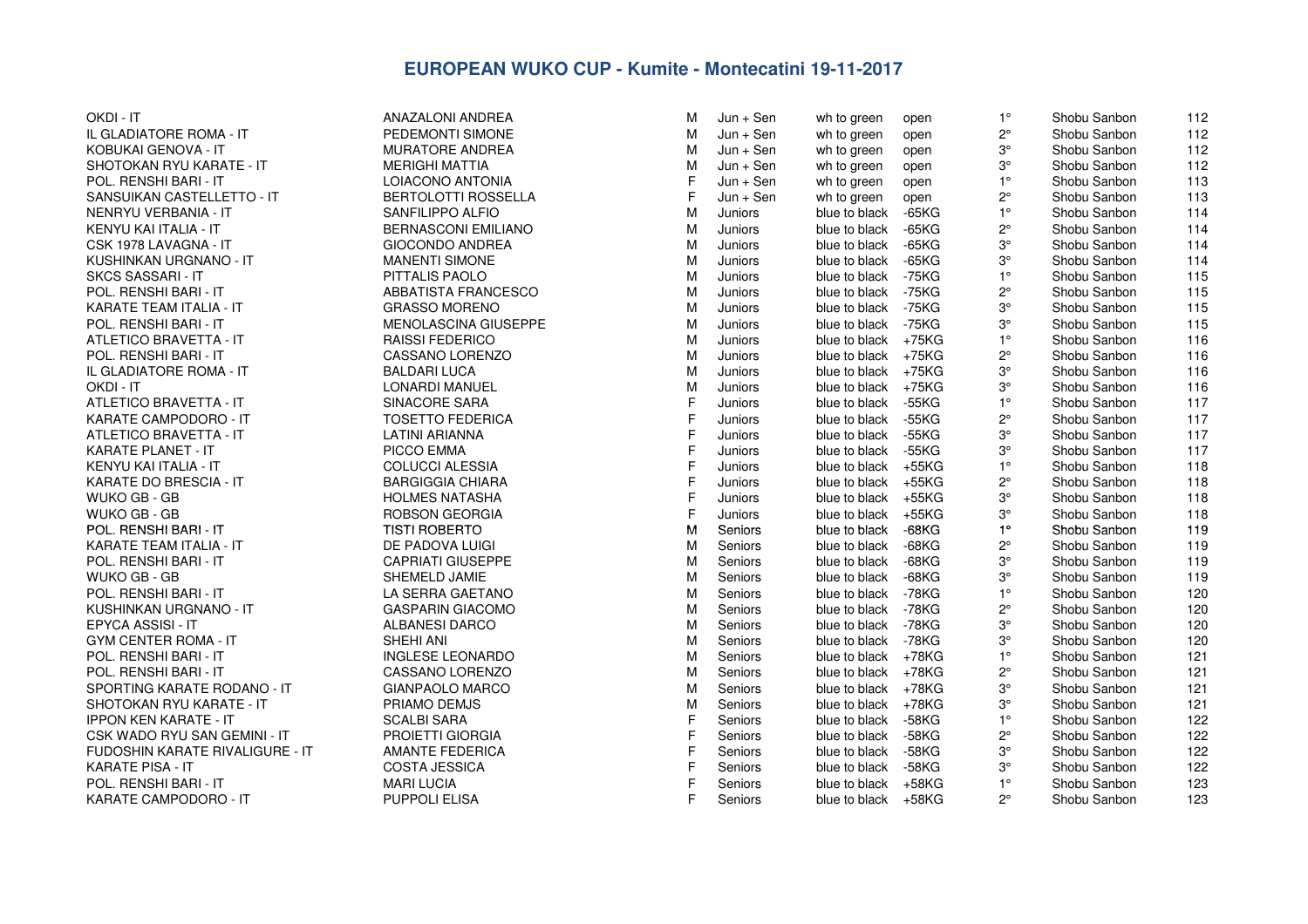# EUROPEAN WUKO CUP - Kumite - Montecatini 19-11-2017

| | | | | | | | | |
|---|---|---|---|---|---|---|---|---|
| OKDI - IT | ANAZALONI ANDREA | M | Jun + Sen | wh to green | open | 1° | Shobu Sanbon | 112 |
| IL GLADIATORE ROMA - IT | PEDEMONTI SIMONE | M | Jun + Sen | wh to green | open | 2° | Shobu Sanbon | 112 |
| KOBUKAI GENOVA - IT | MURATORE ANDREA | M | Jun + Sen | wh to green | open | 3° | Shobu Sanbon | 112 |
| SHOTOKAN RYU KARATE - IT | MERIGHI MATTIA | M | Jun + Sen | wh to green | open | 3° | Shobu Sanbon | 112 |
| POL. RENSHI BARI - IT | LOIACONO ANTONIA | F | Jun + Sen | wh to green | open | 1° | Shobu Sanbon | 113 |
| SANSUIKAN CASTELLETTO - IT | BERTOLOTTI ROSSELLA | F | Jun + Sen | wh to green | open | 2° | Shobu Sanbon | 113 |
| NENRYU VERBANIA - IT | SANFILIPPO ALFIO | M | Juniors | blue to black | -65KG | 1° | Shobu Sanbon | 114 |
| KENYU KAI ITALIA - IT | BERNASCONI EMILIANO | M | Juniors | blue to black | -65KG | 2° | Shobu Sanbon | 114 |
| CSK 1978 LAVAGNA - IT | GIOCONDO ANDREA | M | Juniors | blue to black | -65KG | 3° | Shobu Sanbon | 114 |
| KUSHINKAN URGNANO - IT | MANENTI SIMONE | M | Juniors | blue to black | -65KG | 3° | Shobu Sanbon | 114 |
| SKCS SASSARI - IT | PITTALIS PAOLO | M | Juniors | blue to black | -75KG | 1° | Shobu Sanbon | 115 |
| POL. RENSHI BARI - IT | ABBATISTA FRANCESCO | M | Juniors | blue to black | -75KG | 2° | Shobu Sanbon | 115 |
| KARATE TEAM ITALIA - IT | GRASSO MORENO | M | Juniors | blue to black | -75KG | 3° | Shobu Sanbon | 115 |
| POL. RENSHI BARI - IT | MENOLASCINA GIUSEPPE | M | Juniors | blue to black | -75KG | 3° | Shobu Sanbon | 115 |
| ATLETICO BRAVETTA - IT | RAISSI FEDERICO | M | Juniors | blue to black | +75KG | 1° | Shobu Sanbon | 116 |
| POL. RENSHI BARI - IT | CASSANO LORENZO | M | Juniors | blue to black | +75KG | 2° | Shobu Sanbon | 116 |
| IL GLADIATORE ROMA - IT | BALDARI LUCA | M | Juniors | blue to black | +75KG | 3° | Shobu Sanbon | 116 |
| OKDI - IT | LONARDI MANUEL | M | Juniors | blue to black | +75KG | 3° | Shobu Sanbon | 116 |
| ATLETICO BRAVETTA - IT | SINACORE SARA | F | Juniors | blue to black | -55KG | 1° | Shobu Sanbon | 117 |
| KARATE CAMPODORO - IT | TOSETTO FEDERICA | F | Juniors | blue to black | -55KG | 2° | Shobu Sanbon | 117 |
| ATLETICO BRAVETTA - IT | LATINI ARIANNA | F | Juniors | blue to black | -55KG | 3° | Shobu Sanbon | 117 |
| KARATE PLANET - IT | PICCO EMMA | F | Juniors | blue to black | -55KG | 3° | Shobu Sanbon | 117 |
| KENYU KAI ITALIA - IT | COLUCCI ALESSIA | F | Juniors | blue to black | +55KG | 1° | Shobu Sanbon | 118 |
| KARATE DO BRESCIA - IT | BARGIGGIA CHIARA | F | Juniors | blue to black | +55KG | 2° | Shobu Sanbon | 118 |
| WUKO GB - GB | HOLMES NATASHA | F | Juniors | blue to black | +55KG | 3° | Shobu Sanbon | 118 |
| WUKO GB - GB | ROBSON GEORGIA | F | Juniors | blue to black | +55KG | 3° | Shobu Sanbon | 118 |
| POL. RENSHI BARI - IT | TISTI ROBERTO | M | Seniors | blue to black | -68KG | 1° | Shobu Sanbon | 119 |
| KARATE TEAM ITALIA - IT | DE PADOVA LUIGI | M | Seniors | blue to black | -68KG | 2° | Shobu Sanbon | 119 |
| POL. RENSHI BARI - IT | CAPRIATI GIUSEPPE | M | Seniors | blue to black | -68KG | 3° | Shobu Sanbon | 119 |
| WUKO GB - GB | SHEMELD JAMIE | M | Seniors | blue to black | -68KG | 3° | Shobu Sanbon | 119 |
| POL. RENSHI BARI - IT | LA SERRA GAETANO | M | Seniors | blue to black | -78KG | 1° | Shobu Sanbon | 120 |
| KUSHINKAN URGNANO - IT | GASPARIN GIACOMO | M | Seniors | blue to black | -78KG | 2° | Shobu Sanbon | 120 |
| EPYCA ASSISI - IT | ALBANESI DARCO | M | Seniors | blue to black | -78KG | 3° | Shobu Sanbon | 120 |
| GYM CENTER ROMA - IT | SHEHI ANI | M | Seniors | blue to black | -78KG | 3° | Shobu Sanbon | 120 |
| POL. RENSHI BARI - IT | INGLESE LEONARDO | M | Seniors | blue to black | +78KG | 1° | Shobu Sanbon | 121 |
| POL. RENSHI BARI - IT | CASSANO LORENZO | M | Seniors | blue to black | +78KG | 2° | Shobu Sanbon | 121 |
| SPORTING KARATE RODANO - IT | GIANPAOLO MARCO | M | Seniors | blue to black | +78KG | 3° | Shobu Sanbon | 121 |
| SHOTOKAN RYU KARATE - IT | PRIAMO DEMJS | M | Seniors | blue to black | +78KG | 3° | Shobu Sanbon | 121 |
| IPPON KEN KARATE - IT | SCALBI SARA | F | Seniors | blue to black | -58KG | 1° | Shobu Sanbon | 122 |
| CSK WADO RYU SAN GEMINI - IT | PROIETTI GIORGIA | F | Seniors | blue to black | -58KG | 2° | Shobu Sanbon | 122 |
| FUDOSHIN KARATE RIVALIGURE - IT | AMANTE FEDERICA | F | Seniors | blue to black | -58KG | 3° | Shobu Sanbon | 122 |
| KARATE PISA - IT | COSTA JESSICA | F | Seniors | blue to black | -58KG | 3° | Shobu Sanbon | 122 |
| POL. RENSHI BARI - IT | MARI LUCIA | F | Seniors | blue to black | +58KG | 1° | Shobu Sanbon | 123 |
| KARATE CAMPODORO - IT | PUPPOLI ELISA | F | Seniors | blue to black | +58KG | 2° | Shobu Sanbon | 123 |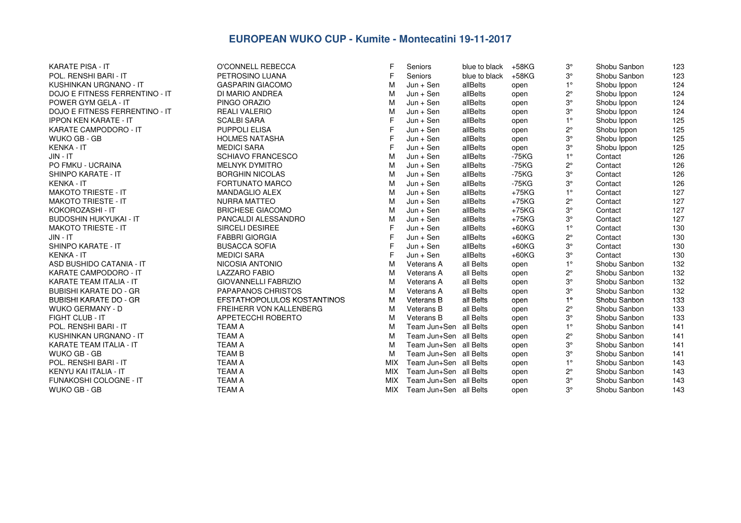# EUROPEAN WUKO CUP - Kumite - Montecatini 19-11-2017

| | | | | | | | | |
|---|---|---|---|---|---|---|---|---|
| KARATE PISA - IT | O'CONNELL REBECCA | F | Seniors | blue to black | +58KG | 3° | Shobu Sanbon | 123 |
| POL. RENSHI BARI - IT | PETROSINO LUANA | F | Seniors | blue to black | +58KG | 3° | Shobu Sanbon | 123 |
| KUSHINKAN URGNANO - IT | GASPARIN GIACOMO | M | Jun + Sen | allBelts | open | 1° | Shobu Ippon | 124 |
| DOJO E FITNESS FERRENTINO - IT | DI MARIO ANDREA | M | Jun + Sen | allBelts | open | 2° | Shobu Ippon | 124 |
| POWER GYM GELA - IT | PINGO ORAZIO | M | Jun + Sen | allBelts | open | 3° | Shobu Ippon | 124 |
| DOJO E FITNESS FERRENTINO - IT | REALI VALERIO | M | Jun + Sen | allBelts | open | 3° | Shobu Ippon | 124 |
| IPPON KEN KARATE - IT | SCALBI SARA | F | Jun + Sen | allBelts | open | 1° | Shobu Ippon | 125 |
| KARATE CAMPODORO - IT | PUPPOLI ELISA | F | Jun + Sen | allBelts | open | 2° | Shobu Ippon | 125 |
| WUKO GB - GB | HOLMES NATASHA | F | Jun + Sen | allBelts | open | 3° | Shobu Ippon | 125 |
| KENKA - IT | MEDICI SARA | F | Jun + Sen | allBelts | open | 3° | Shobu Ippon | 125 |
| JIN - IT | SCHIAVO FRANCESCO | M | Jun + Sen | allBelts | -75KG | 1° | Contact | 126 |
| PO FMKU - UCRAINA | MELNYK DYMITRO | M | Jun + Sen | allBelts | -75KG | 2° | Contact | 126 |
| SHINPO KARATE - IT | BORGHIN NICOLAS | M | Jun + Sen | allBelts | -75KG | 3° | Contact | 126 |
| KENKA - IT | FORTUNATO MARCO | M | Jun + Sen | allBelts | -75KG | 3° | Contact | 126 |
| MAKOTO TRIESTE - IT | MANDAGLIO ALEX | M | Jun + Sen | allBelts | +75KG | 1° | Contact | 127 |
| MAKOTO TRIESTE - IT | NURRA MATTEO | M | Jun + Sen | allBelts | +75KG | 2° | Contact | 127 |
| KOKOROZASHI - IT | BRICHESE GIACOMO | M | Jun + Sen | allBelts | +75KG | 3° | Contact | 127 |
| BUDOSHIN HUKYUKAI - IT | PANCALDI ALESSANDRO | M | Jun + Sen | allBelts | +75KG | 3° | Contact | 127 |
| MAKOTO TRIESTE - IT | SIRCELI DESIREE | F | Jun + Sen | allBelts | +60KG | 1° | Contact | 130 |
| JIN - IT | FABBRI GIORGIA | F | Jun + Sen | allBelts | +60KG | 2° | Contact | 130 |
| SHINPO KARATE - IT | BUSACCA SOFIA | F | Jun + Sen | allBelts | +60KG | 3° | Contact | 130 |
| KENKA - IT | MEDICI SARA | F | Jun + Sen | allBelts | +60KG | 3° | Contact | 130 |
| ASD BUSHIDO CATANIA - IT | NICOSIA ANTONIO | M | Veterans A | all Belts | open | 1° | Shobu Sanbon | 132 |
| KARATE CAMPODORO - IT | LAZZARO FABIO | M | Veterans A | all Belts | open | 2° | Shobu Sanbon | 132 |
| KARATE TEAM ITALIA - IT | GIOVANNELLI FABRIZIO | M | Veterans A | all Belts | open | 3° | Shobu Sanbon | 132 |
| BUBISHI KARATE DO - GR | PAPAPANOS CHRISTOS | M | Veterans A | all Belts | open | 3° | Shobu Sanbon | 132 |
| BUBISHI KARATE DO - GR | EFSTATHOPOLULOS KOSTANTINOS | M | Veterans B | all Belts | open | 1° | Shobu Sanbon | 133 |
| WUKO GERMANY - D | FREIHERR VON KALLENBERG | M | Veterans B | all Belts | open | 2° | Shobu Sanbon | 133 |
| FIGHT CLUB - IT | APPETECCHI ROBERTO | M | Veterans B | all Belts | open | 3° | Shobu Sanbon | 133 |
| POL. RENSHI BARI - IT | TEAM A | M | Team Jun+Sen | all Belts | open | 1° | Shobu Sanbon | 141 |
| KUSHINKAN URGNANO - IT | TEAM A | M | Team Jun+Sen | all Belts | open | 2° | Shobu Sanbon | 141 |
| KARATE TEAM ITALIA - IT | TEAM A | M | Team Jun+Sen | all Belts | open | 3° | Shobu Sanbon | 141 |
| WUKO GB - GB | TEAM B | M | Team Jun+Sen | all Belts | open | 3° | Shobu Sanbon | 141 |
| POL. RENSHI BARI - IT | TEAM A | MIX | Team Jun+Sen | all Belts | open | 1° | Shobu Sanbon | 143 |
| KENYU KAI ITALIA - IT | TEAM A | MIX | Team Jun+Sen | all Belts | open | 2° | Shobu Sanbon | 143 |
| FUNAKOSHI COLOGNE - IT | TEAM A | MIX | Team Jun+Sen | all Belts | open | 3° | Shobu Sanbon | 143 |
| WUKO GB - GB | TEAM A | MIX | Team Jun+Sen | all Belts | open | 3° | Shobu Sanbon | 143 |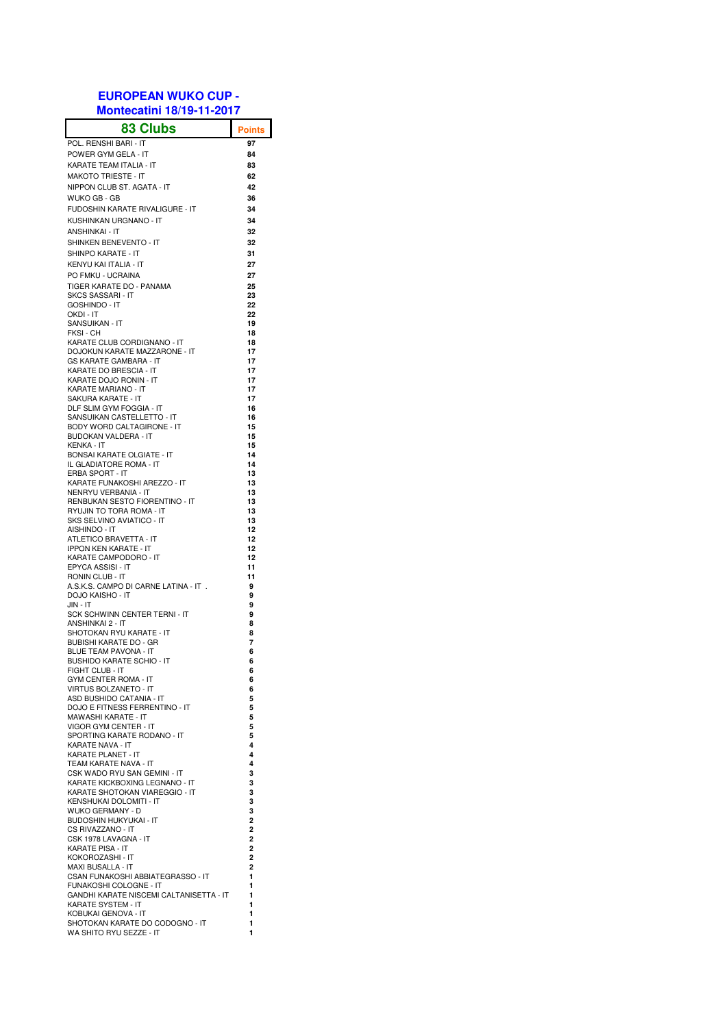**EUROPEAN WUKO CUP - Montecatini 18/19-11-2017**

| 83 Clubs | Points |
|---|---|
| POL. RENSHI BARI - IT | 97 |
| POWER GYM GELA - IT | 84 |
| KARATE TEAM ITALIA - IT | 83 |
| MAKOTO TRIESTE - IT | 62 |
| NIPPON CLUB ST. AGATA - IT | 42 |
| WUKO GB - GB | 36 |
| FUDOSHIN KARATE RIVALIGURE - IT | 34 |
| KUSHINKAN URGNANO - IT | 34 |
| ANSHINKAI - IT | 32 |
| SHINKEN BENEVENTO - IT | 32 |
| SHINPO KARATE - IT | 31 |
| KENYU KAI ITALIA - IT | 27 |
| PO FMKU - UCRAINA | 27 |
| TIGER KARATE DO - PANAMA | 25 |
| SKCS SASSARI - IT | 23 |
| GOSHINDO - IT | 22 |
| OKDI - IT | 22 |
| SANSUIKAN - IT | 19 |
| FKSI - CH | 18 |
| KARATE CLUB CORDIGNANO - IT | 18 |
| DOJOKUN KARATE MAZZARONE - IT | 17 |
| GS KARATE GAMBARA - IT | 17 |
| KARATE DO BRESCIA - IT | 17 |
| KARATE DOJO RONIN - IT | 17 |
| KARATE MARIANO - IT | 17 |
| SAKURA KARATE - IT | 17 |
| DLF SLIM GYM FOGGIA - IT | 16 |
| SANSUIKAN CASTELLETTO - IT | 16 |
| BODY WORD CALTAGIRONE - IT | 15 |
| BUDOKAN VALDERA - IT | 15 |
| KENKA - IT | 15 |
| BONSAI KARATE OLGIATE - IT | 14 |
| IL GLADIATORE ROMA - IT | 14 |
| ERBA SPORT - IT | 13 |
| KARATE FUNAKOSHI AREZZO - IT | 13 |
| NENRYU VERBANIA - IT | 13 |
| RENBUKAN SESTO FIORENTINO - IT | 13 |
| RYUJIN TO TORA ROMA - IT | 13 |
| SKS SELVINO AVIATICO - IT | 13 |
| AISHINDO - IT | 12 |
| ATLETICO BRAVETTA - IT | 12 |
| IPPON KEN KARATE - IT | 12 |
| KARATE CAMPODORO - IT | 12 |
| EPYCA ASSISI - IT | 11 |
| RONIN CLUB - IT | 11 |
| A.S.K.S. CAMPO DI CARNE LATINA - IT . | 9 |
| DOJO KAISHO - IT | 9 |
| JIN - IT | 9 |
| SCK SCHWINN CENTER TERNI - IT | 9 |
| ANSHINKAI 2 - IT | 8 |
| SHOTOKAN RYU KARATE - IT | 8 |
| BUBISHI KARATE DO - GR | 7 |
| BLUE TEAM PAVONA - IT | 6 |
| BUSHIDO KARATE SCHIO - IT | 6 |
| FIGHT CLUB - IT | 6 |
| GYM CENTER ROMA - IT | 6 |
| VIRTUS BOLZANETO - IT | 6 |
| ASD BUSHIDO CATANIA - IT | 5 |
| DOJO E FITNESS FERRENTINO - IT | 5 |
| MAWASHI KARATE - IT | 5 |
| VIGOR GYM CENTER - IT | 5 |
| SPORTING KARATE RODANO - IT | 5 |
| KARATE NAVA - IT | 4 |
| KARATE PLANET - IT | 4 |
| TEAM KARATE NAVA - IT | 4 |
| CSK WADO RYU SAN GEMINI - IT | 3 |
| KARATE KICKBOXING LEGNANO - IT | 3 |
| KARATE SHOTOKAN VIAREGGIO - IT | 3 |
| KENSHUKAI DOLOMITI - IT | 3 |
| WUKO GERMANY - D | 3 |
| BUDOSHIN HUKYUKAI - IT | 2 |
| CS RIVAZZANO - IT | 2 |
| CSK 1978 LAVAGNA - IT | 2 |
| KARATE PISA - IT | 2 |
| KOKOROZASHI - IT | 2 |
| MAXI BUSALLA - IT | 2 |
| CSAN FUNAKOSHI ABBIATEGRASSO - IT | 1 |
| FUNAKOSHI COLOGNE - IT | 1 |
| GANDHI KARATE NISCEMI CALTANISETTA - IT | 1 |
| KARATE SYSTEM - IT | 1 |
| KOBUKAI GENOVA - IT | 1 |
| SHOTOKAN KARATE DO CODOGNO - IT | 1 |
| WA SHITO RYU SEZZE - IT | 1 |